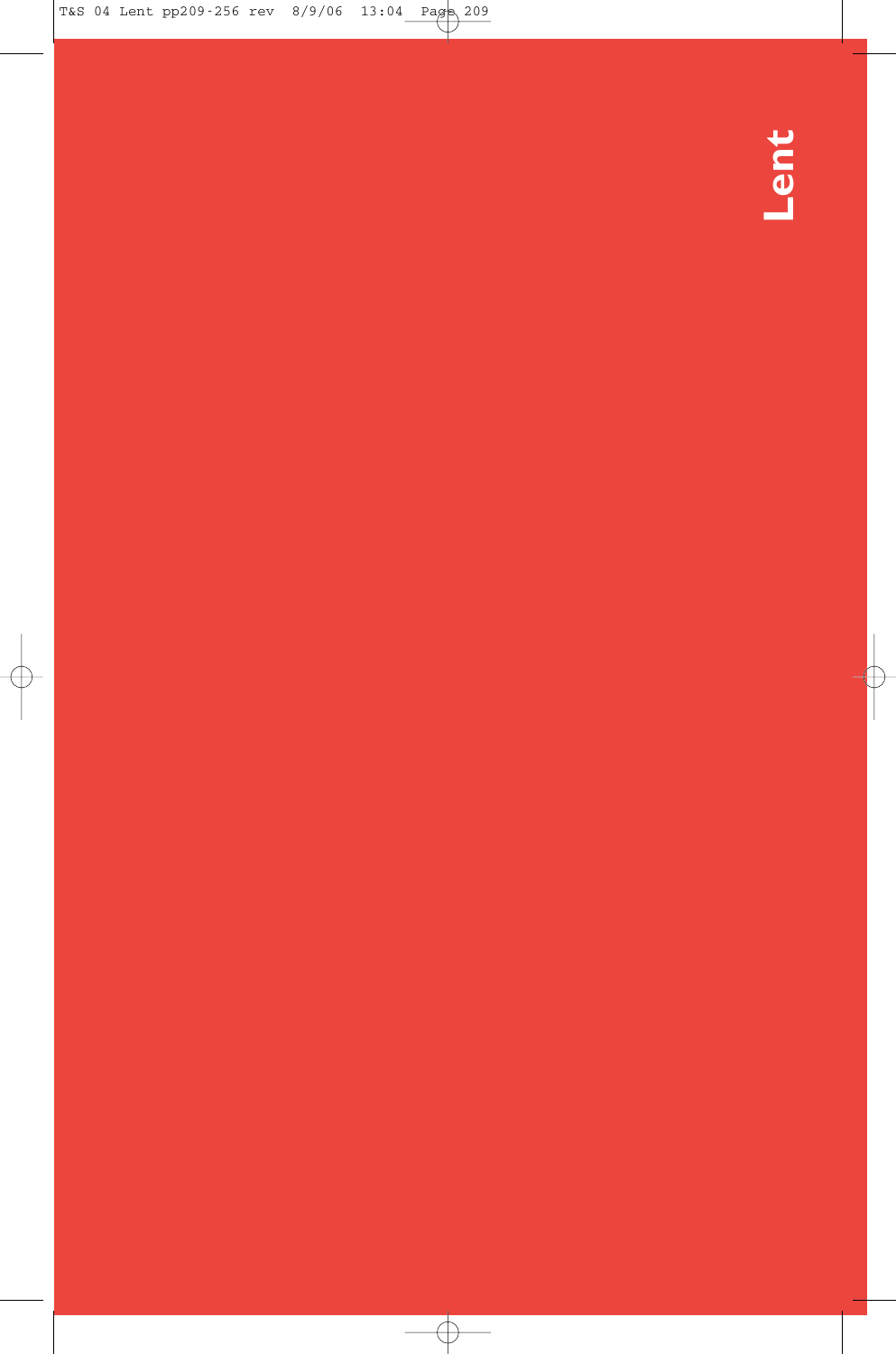# Lent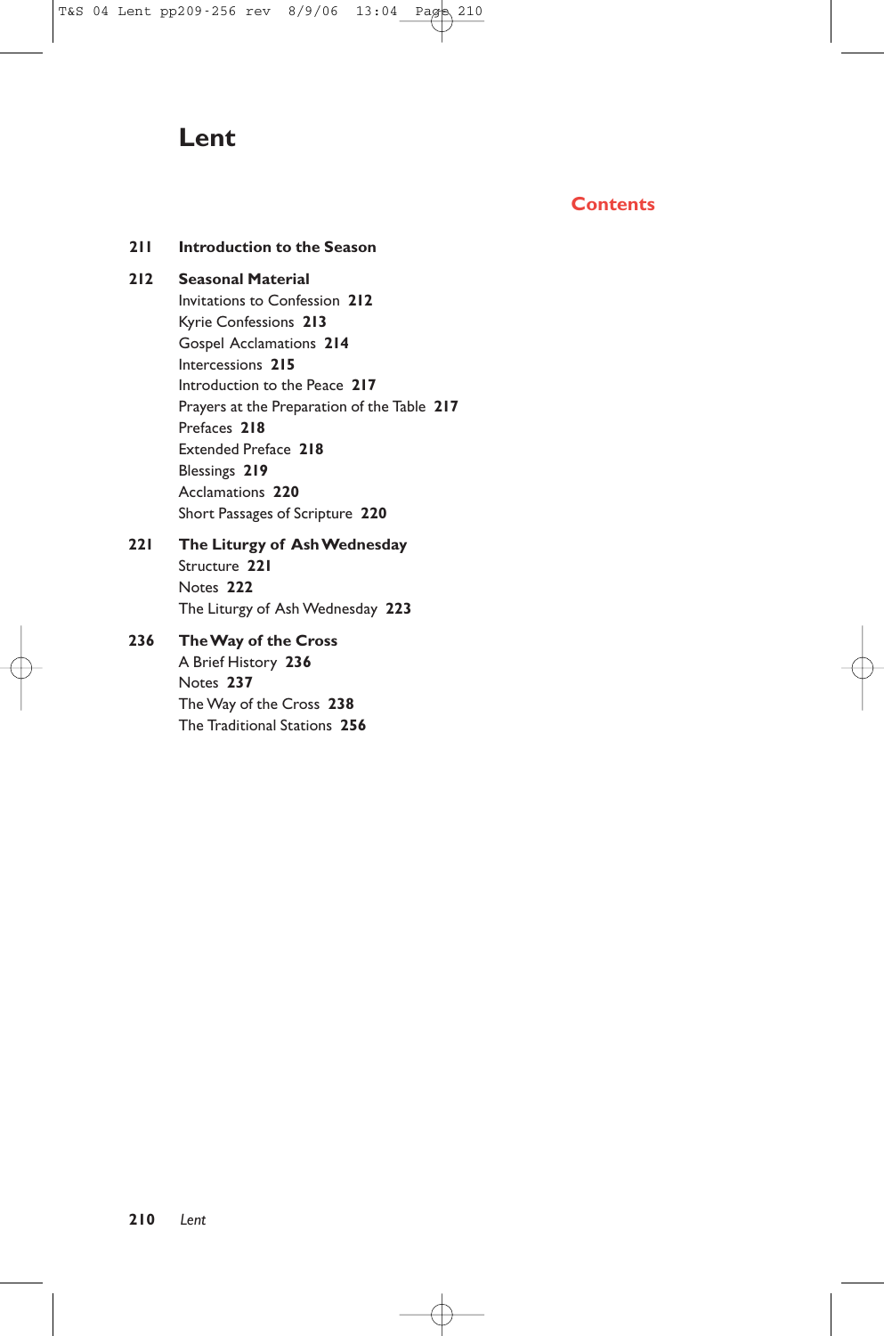# Lent

## Contents

**211** **Introduction to the Season**

**212** **Seasonal Material**
Invitations to Confession **212**
Kyrie Confessions **213**
Gospel Acclamations **214**
Intercessions **215**
Introduction to the Peace **217**
Prayers at the Preparation of the Table **217**
Prefaces **218**
Extended Preface **218**
Blessings **219**
Acclamations **220**
Short Passages of Scripture **220**

**221** **The Liturgy of Ash Wednesday**
Structure **221**
Notes **222**
The Liturgy of Ash Wednesday **223**

**236** **The Way of the Cross**
A Brief History **236**
Notes **237**
The Way of the Cross **238**
The Traditional Stations **256**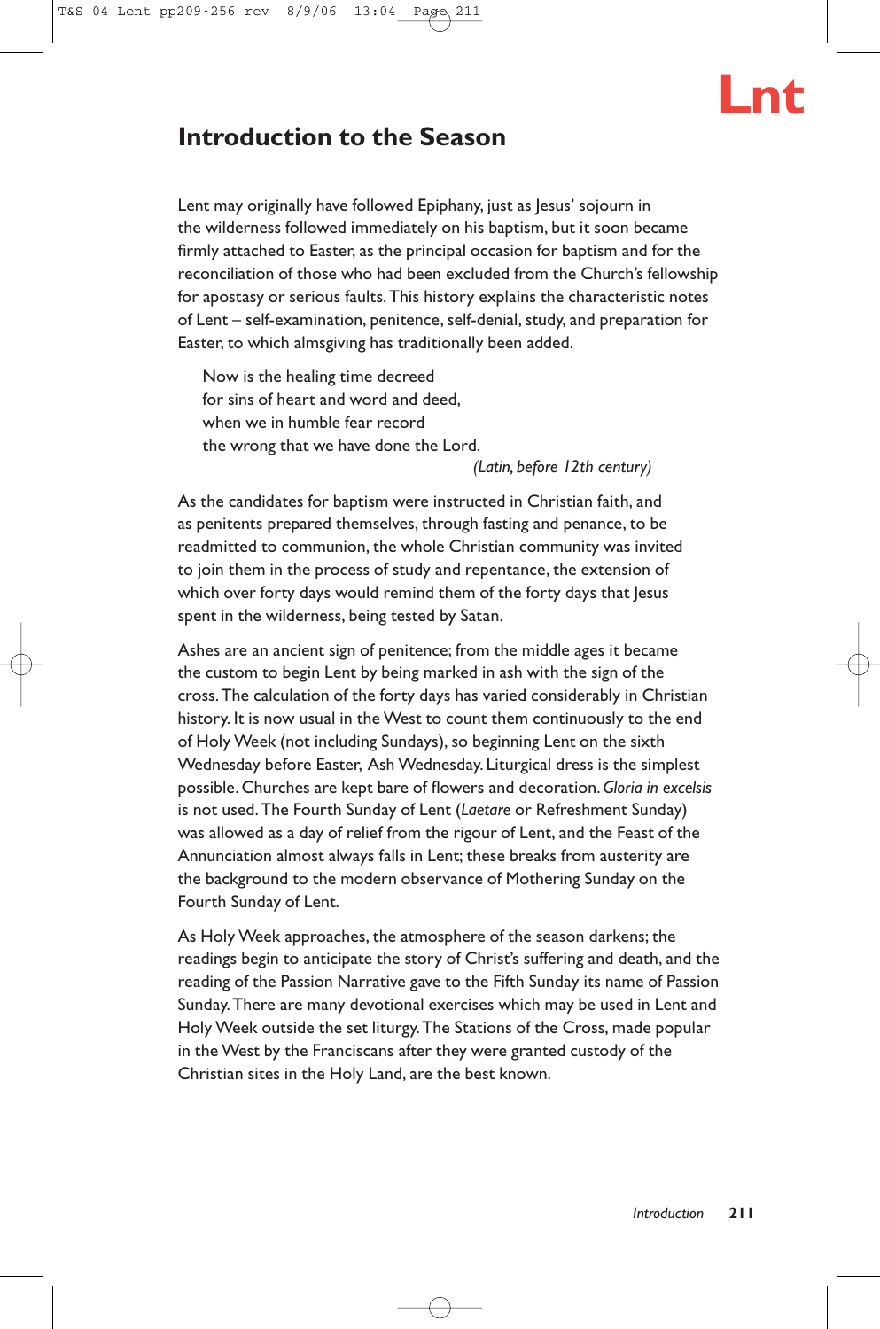# Lnt

## Introduction to the Season

Lent may originally have followed Epiphany, just as Jesus' sojourn in the wilderness followed immediately on his baptism, but it soon became firmly attached to Easter, as the principal occasion for baptism and for the reconciliation of those who had been excluded from the Church's fellowship for apostasy or serious faults. This history explains the characteristic notes of Lent – self-examination, penitence, self-denial, study, and preparation for Easter, to which almsgiving has traditionally been added.

> Now is the healing time decreed
> for sins of heart and word and deed,
> when we in humble fear record
> the wrong that we have done the Lord.
>
> *(Latin, before 12th century)*

As the candidates for baptism were instructed in Christian faith, and as penitents prepared themselves, through fasting and penance, to be readmitted to communion, the whole Christian community was invited to join them in the process of study and repentance, the extension of which over forty days would remind them of the forty days that Jesus spent in the wilderness, being tested by Satan.

Ashes are an ancient sign of penitence; from the middle ages it became the custom to begin Lent by being marked in ash with the sign of the cross. The calculation of the forty days has varied considerably in Christian history. It is now usual in the West to count them continuously to the end of Holy Week (not including Sundays), so beginning Lent on the sixth Wednesday before Easter, Ash Wednesday. Liturgical dress is the simplest possible. Churches are kept bare of flowers and decoration. *Gloria in excelsis* is not used. The Fourth Sunday of Lent (*Laetare* or Refreshment Sunday) was allowed as a day of relief from the rigour of Lent, and the Feast of the Annunciation almost always falls in Lent; these breaks from austerity are the background to the modern observance of Mothering Sunday on the Fourth Sunday of Lent.

As Holy Week approaches, the atmosphere of the season darkens; the readings begin to anticipate the story of Christ's suffering and death, and the reading of the Passion Narrative gave to the Fifth Sunday its name of Passion Sunday. There are many devotional exercises which may be used in Lent and Holy Week outside the set liturgy. The Stations of the Cross, made popular in the West by the Franciscans after they were granted custody of the Christian sites in the Holy Land, are the best known.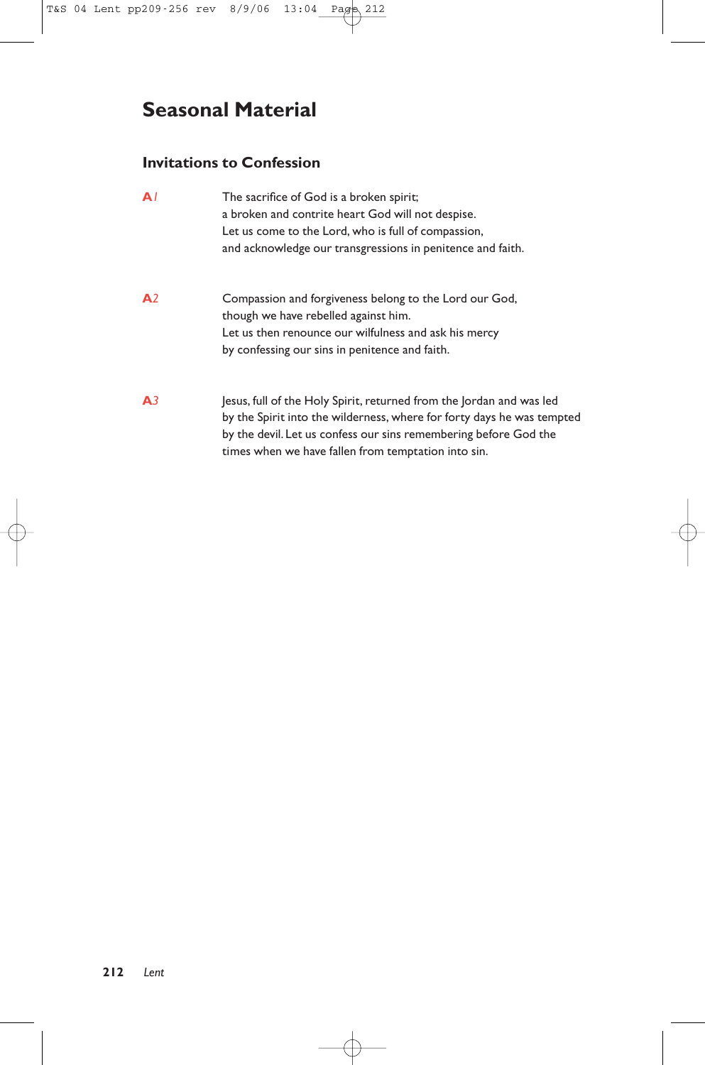# Seasonal Material

## Invitations to Confession

**A***1*

The sacrifice of God is a broken spirit;
a broken and contrite heart God will not despise.
Let us come to the Lord, who is full of compassion,
and acknowledge our transgressions in penitence and faith.

**A***2*

Compassion and forgiveness belong to the Lord our God,
though we have rebelled against him.
Let us then renounce our wilfulness and ask his mercy
by confessing our sins in penitence and faith.

**A***3*

Jesus, full of the Holy Spirit, returned from the Jordan and was led by the Spirit into the wilderness, where for forty days he was tempted by the devil. Let us confess our sins remembering before God the times when we have fallen from temptation into sin.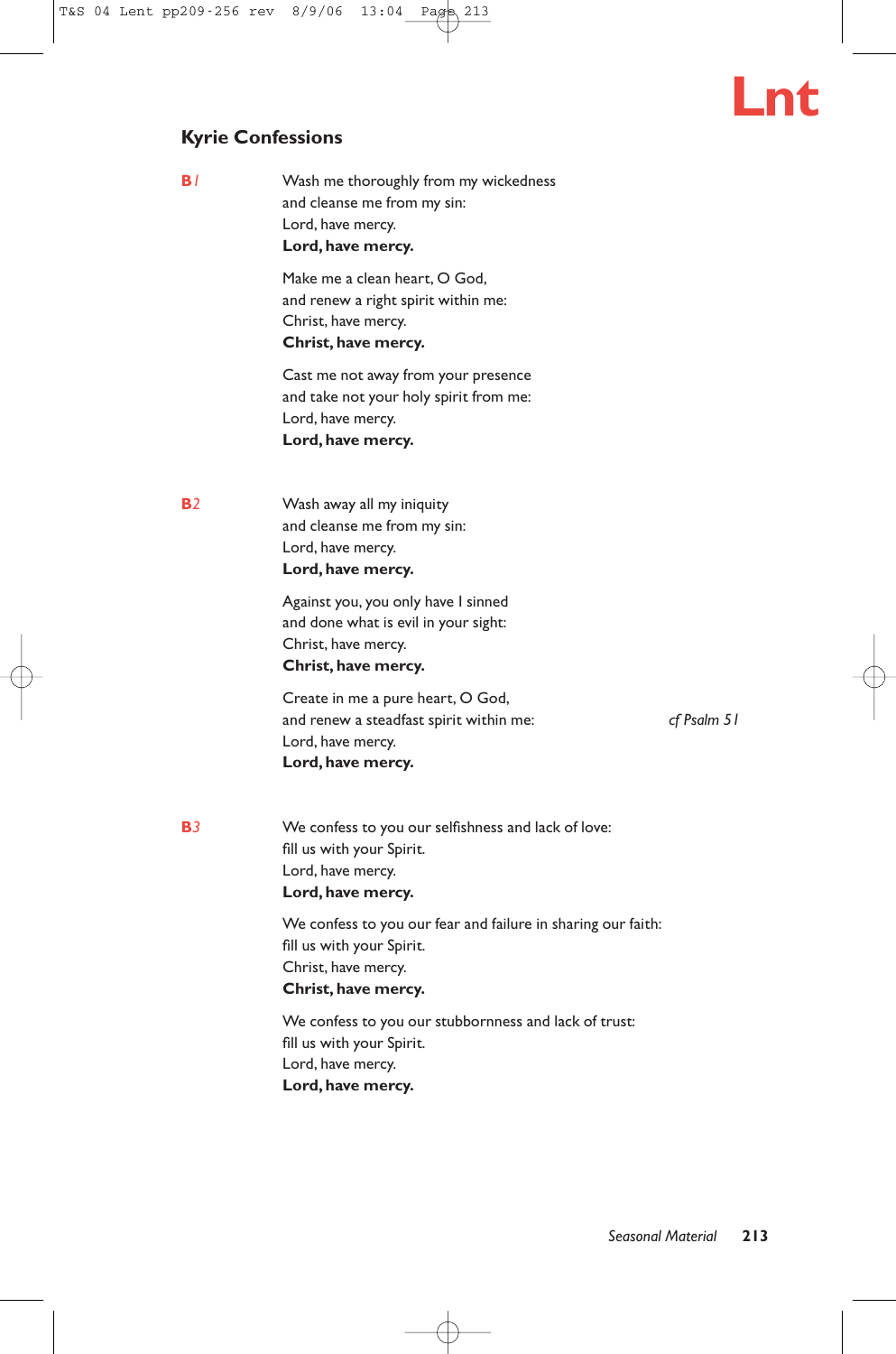## Kyrie Confessions

**B1**

Wash me thoroughly from my wickedness
and cleanse me from my sin:
Lord, have mercy.
**Lord, have mercy.**

Make me a clean heart, O God,
and renew a right spirit within me:
Christ, have mercy.
**Christ, have mercy.**

Cast me not away from your presence
and take not your holy spirit from me:
Lord, have mercy.
**Lord, have mercy.**

**B2**

Wash away all my iniquity
and cleanse me from my sin:
Lord, have mercy.
**Lord, have mercy.**

Against you, you only have I sinned
and done what is evil in your sight:
Christ, have mercy.
**Christ, have mercy.**

Create in me a pure heart, O God,
and renew a steadfast spirit within me:
Lord, have mercy.
**Lord, have mercy.**

*cf Psalm 51*

**B3**

We confess to you our selfishness and lack of love:
fill us with your Spirit.
Lord, have mercy.
**Lord, have mercy.**

We confess to you our fear and failure in sharing our faith:
fill us with your Spirit.
Christ, have mercy.
**Christ, have mercy.**

We confess to you our stubbornness and lack of trust:
fill us with your Spirit.
Lord, have mercy.
**Lord, have mercy.**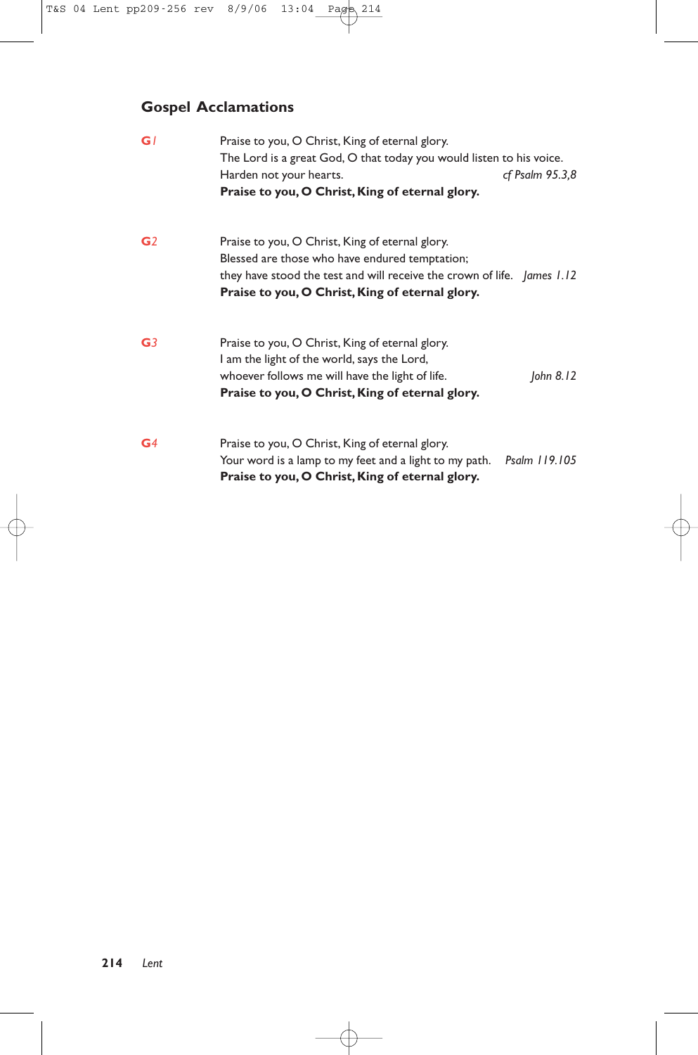## Gospel Acclamations

**G1**

Praise to you, O Christ, King of eternal glory.
The Lord is a great God, O that today you would listen to his voice.
Harden not your hearts. *cf Psalm 95.3,8*
**Praise to you, O Christ, King of eternal glory.**

**G2**

Praise to you, O Christ, King of eternal glory.
Blessed are those who have endured temptation;
they have stood the test and will receive the crown of life. *James 1.12*
**Praise to you, O Christ, King of eternal glory.**

**G3**

Praise to you, O Christ, King of eternal glory.
I am the light of the world, says the Lord,
whoever follows me will have the light of life. *John 8.12*
**Praise to you, O Christ, King of eternal glory.**

**G4**

Praise to you, O Christ, King of eternal glory.
Your word is a lamp to my feet and a light to my path. *Psalm 119.105*
**Praise to you, O Christ, King of eternal glory.**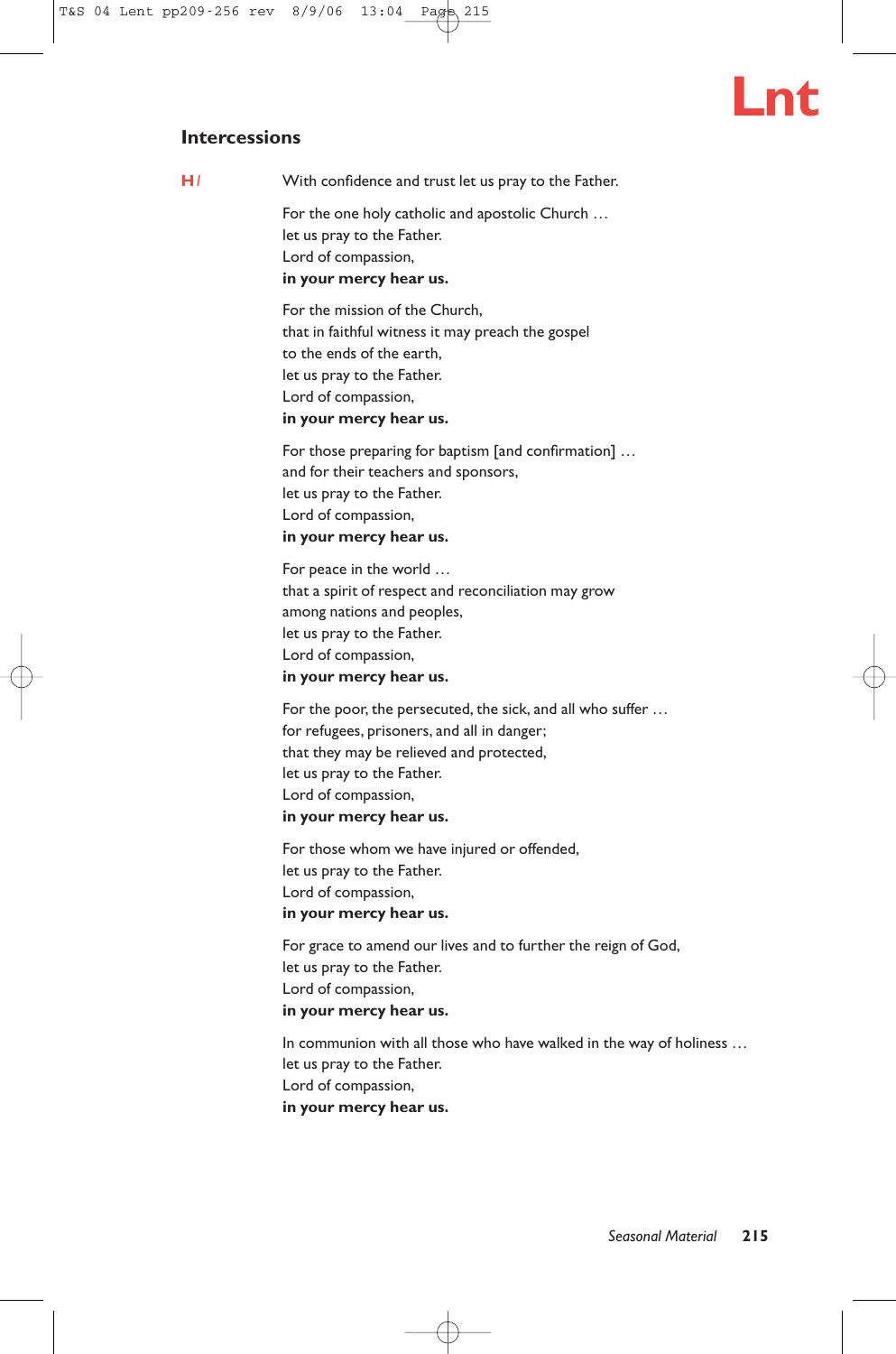# Lnt

## Intercessions

**H** / With confidence and trust let us pray to the Father.

For the one holy catholic and apostolic Church …
let us pray to the Father.
Lord of compassion,
**in your mercy hear us.**

For the mission of the Church,
that in faithful witness it may preach the gospel
to the ends of the earth,
let us pray to the Father.
Lord of compassion,
**in your mercy hear us.**

For those preparing for baptism [and confirmation] …
and for their teachers and sponsors,
let us pray to the Father.
Lord of compassion,
**in your mercy hear us.**

For peace in the world …
that a spirit of respect and reconciliation may grow
among nations and peoples,
let us pray to the Father.
Lord of compassion,
**in your mercy hear us.**

For the poor, the persecuted, the sick, and all who suffer …
for refugees, prisoners, and all in danger;
that they may be relieved and protected,
let us pray to the Father.
Lord of compassion,
**in your mercy hear us.**

For those whom we have injured or offended,
let us pray to the Father.
Lord of compassion,
**in your mercy hear us.**

For grace to amend our lives and to further the reign of God,
let us pray to the Father.
Lord of compassion,
**in your mercy hear us.**

In communion with all those who have walked in the way of holiness …
let us pray to the Father.
Lord of compassion,
**in your mercy hear us.**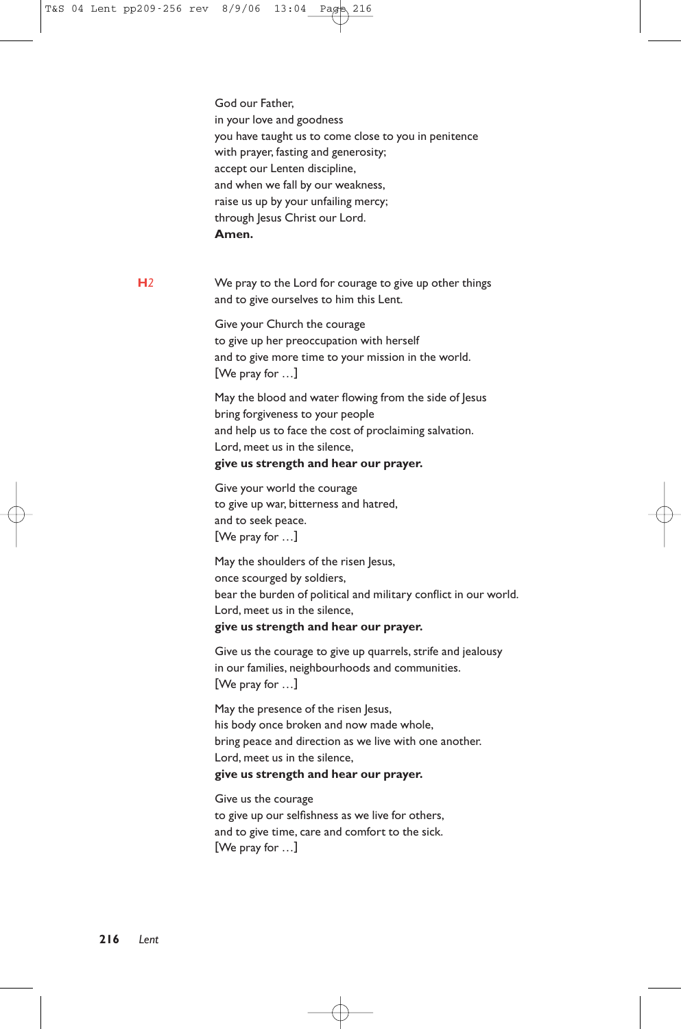God our Father,  
in your love and goodness  
you have taught us to come close to you in penitence  
with prayer, fasting and generosity;  
accept our Lenten discipline,  
and when we fall by our weakness,  
raise us up by your unfailing mercy;  
through Jesus Christ our Lord.  
**Amen.**

**H**2 We pray to the Lord for courage to give up other things  
and to give ourselves to him this Lent.

Give your Church the courage  
to give up her preoccupation with herself  
and to give more time to your mission in the world.  
[We pray for …]

May the blood and water flowing from the side of Jesus  
bring forgiveness to your people  
and help us to face the cost of proclaiming salvation.  
Lord, meet us in the silence,  
**give us strength and hear our prayer.**

Give your world the courage  
to give up war, bitterness and hatred,  
and to seek peace.  
[We pray for …]

May the shoulders of the risen Jesus,  
once scourged by soldiers,  
bear the burden of political and military conflict in our world.  
Lord, meet us in the silence,  
**give us strength and hear our prayer.**

Give us the courage to give up quarrels, strife and jealousy  
in our families, neighbourhoods and communities.  
[We pray for …]

May the presence of the risen Jesus,  
his body once broken and now made whole,  
bring peace and direction as we live with one another.  
Lord, meet us in the silence,  
**give us strength and hear our prayer.**

Give us the courage  
to give up our selfishness as we live for others,  
and to give time, care and comfort to the sick.  
[We pray for …]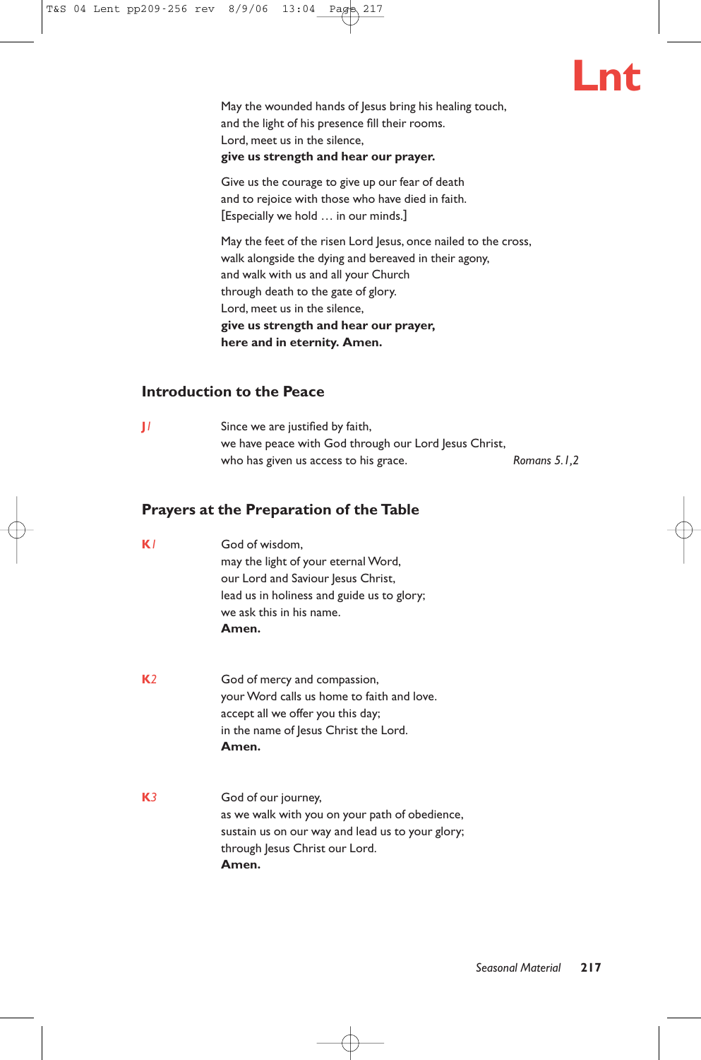May the wounded hands of Jesus bring his healing touch,
and the light of his presence fill their rooms.
Lord, meet us in the silence,
**give us strength and hear our prayer.**

Give us the courage to give up our fear of death
and to rejoice with those who have died in faith.
[Especially we hold … in our minds.]

May the feet of the risen Lord Jesus, once nailed to the cross,
walk alongside the dying and bereaved in their agony,
and walk with us and all your Church
through death to the gate of glory.
Lord, meet us in the silence,
**give us strength and hear our prayer,**
**here and in eternity. Amen.**

## Introduction to the Peace

**J***1*

Since we are justified by faith,
we have peace with God through our Lord Jesus Christ,
who has given us access to his grace. *Romans 5.1,2*

## Prayers at the Preparation of the Table

**K***1*

God of wisdom,
may the light of your eternal Word,
our Lord and Saviour Jesus Christ,
lead us in holiness and guide us to glory;
we ask this in his name.
**Amen.**

**K***2*

God of mercy and compassion,
your Word calls us home to faith and love.
accept all we offer you this day;
in the name of Jesus Christ the Lord.
**Amen.**

**K***3*

God of our journey,
as we walk with you on your path of obedience,
sustain us on our way and lead us to your glory;
through Jesus Christ our Lord.
**Amen.**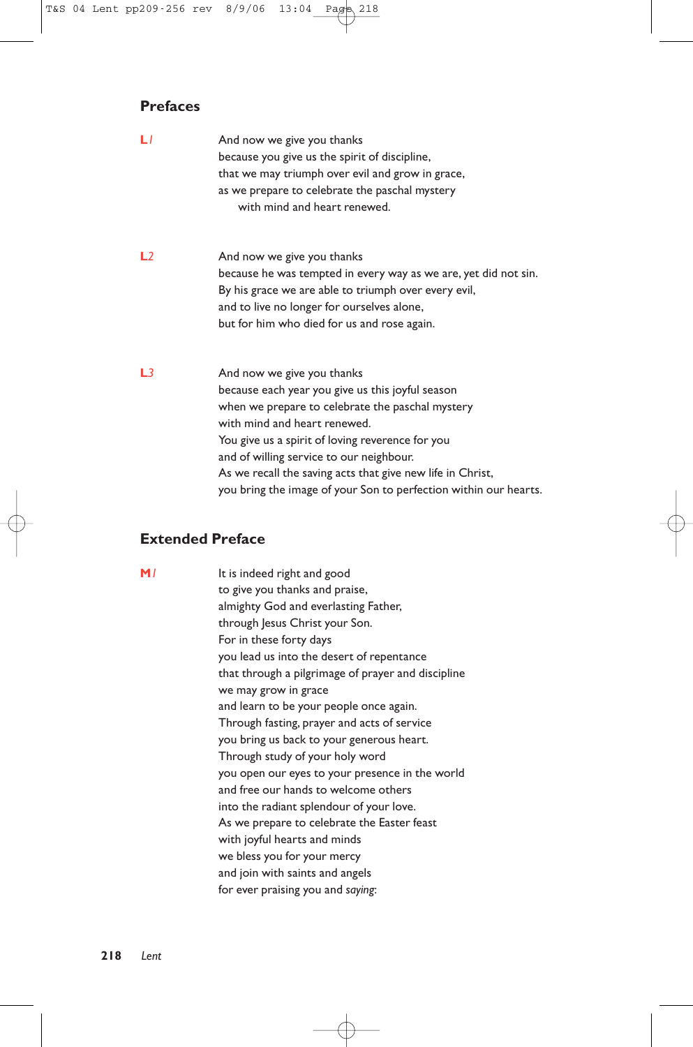## Prefaces

**L***1*

And now we give you thanks
because you give us the spirit of discipline,
that we may triumph over evil and grow in grace,
as we prepare to celebrate the paschal mystery
    with mind and heart renewed.

**L***2*

And now we give you thanks
because he was tempted in every way as we are, yet did not sin.
By his grace we are able to triumph over every evil,
and to live no longer for ourselves alone,
but for him who died for us and rose again.

**L***3*

And now we give you thanks
because each year you give us this joyful season
when we prepare to celebrate the paschal mystery
with mind and heart renewed.
You give us a spirit of loving reverence for you
and of willing service to our neighbour.
As we recall the saving acts that give new life in Christ,
you bring the image of your Son to perfection within our hearts.

## Extended Preface

**M***1*

It is indeed right and good
to give you thanks and praise,
almighty God and everlasting Father,
through Jesus Christ your Son.
For in these forty days
you lead us into the desert of repentance
that through a pilgrimage of prayer and discipline
we may grow in grace
and learn to be your people once again.
Through fasting, prayer and acts of service
you bring us back to your generous heart.
Through study of your holy word
you open our eyes to your presence in the world
and free our hands to welcome others
into the radiant splendour of your love.
As we prepare to celebrate the Easter feast
with joyful hearts and minds
we bless you for your mercy
and join with saints and angels
for ever praising you and *saying*: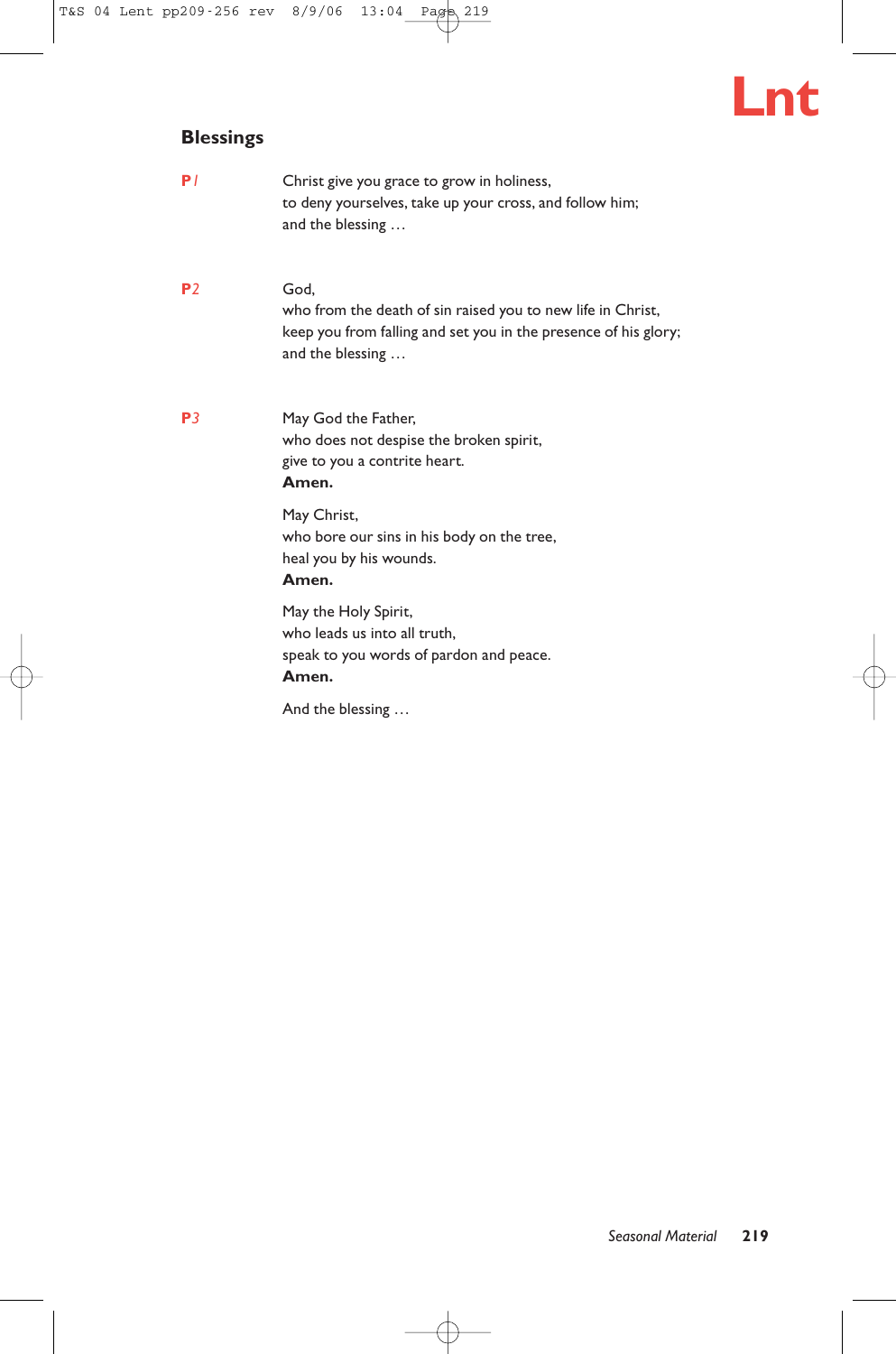## Blessings

**P** *1*

Christ give you grace to grow in holiness,
to deny yourselves, take up your cross, and follow him;
and the blessing …

**P** *2*

God,
who from the death of sin raised you to new life in Christ,
keep you from falling and set you in the presence of his glory;
and the blessing …

**P** *3*

May God the Father,
who does not despise the broken spirit,
give to you a contrite heart.
**Amen.**

May Christ,
who bore our sins in his body on the tree,
heal you by his wounds.
**Amen.**

May the Holy Spirit,
who leads us into all truth,
speak to you words of pardon and peace.
**Amen.**

And the blessing …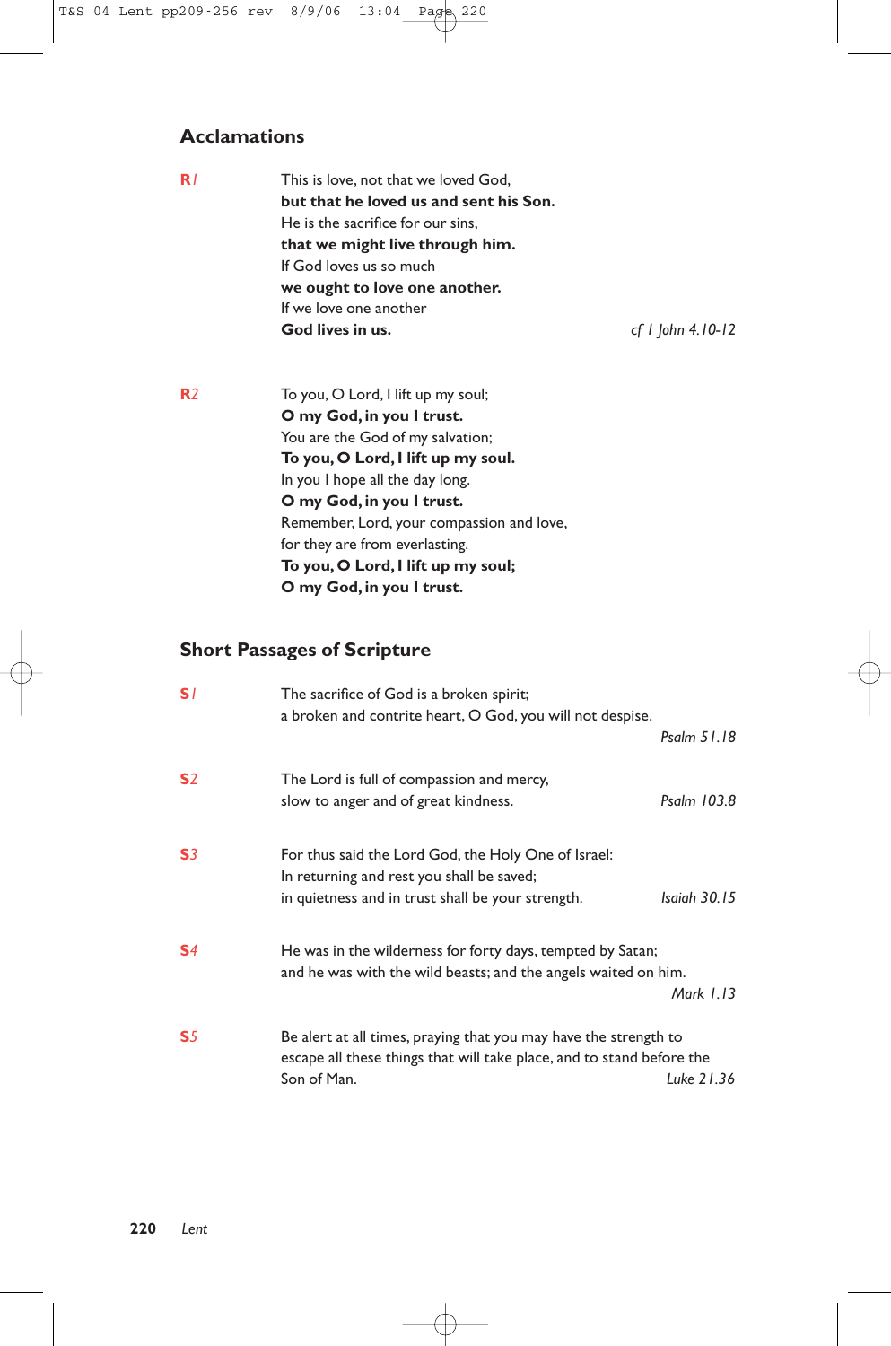## Acclamations

**R***1*

This is love, not that we loved God,
**but that he loved us and sent his Son.**
He is the sacrifice for our sins,
**that we might live through him.**
If God loves us so much
**we ought to love one another.**
If we love one another
**God lives in us.**

*cf 1 John 4.10-12*

**R***2*

To you, O Lord, I lift up my soul;
**O my God, in you I trust.**
You are the God of my salvation;
**To you, O Lord, I lift up my soul.**
In you I hope all the day long.
**O my God, in you I trust.**
Remember, Lord, your compassion and love,
for they are from everlasting.
**To you, O Lord, I lift up my soul;**
**O my God, in you I trust.**

## Short Passages of Scripture

**S***1*

The sacrifice of God is a broken spirit;
a broken and contrite heart, O God, you will not despise.

*Psalm 51.18*

**S***2*

The Lord is full of compassion and mercy,
slow to anger and of great kindness.

*Psalm 103.8*

**S***3*

For thus said the Lord God, the Holy One of Israel:
In returning and rest you shall be saved;
in quietness and in trust shall be your strength.

*Isaiah 30.15*

**S***4*

He was in the wilderness for forty days, tempted by Satan;
and he was with the wild beasts; and the angels waited on him.

*Mark 1.13*

**S***5*

Be alert at all times, praying that you may have the strength to escape all these things that will take place, and to stand before the Son of Man.

*Luke 21.36*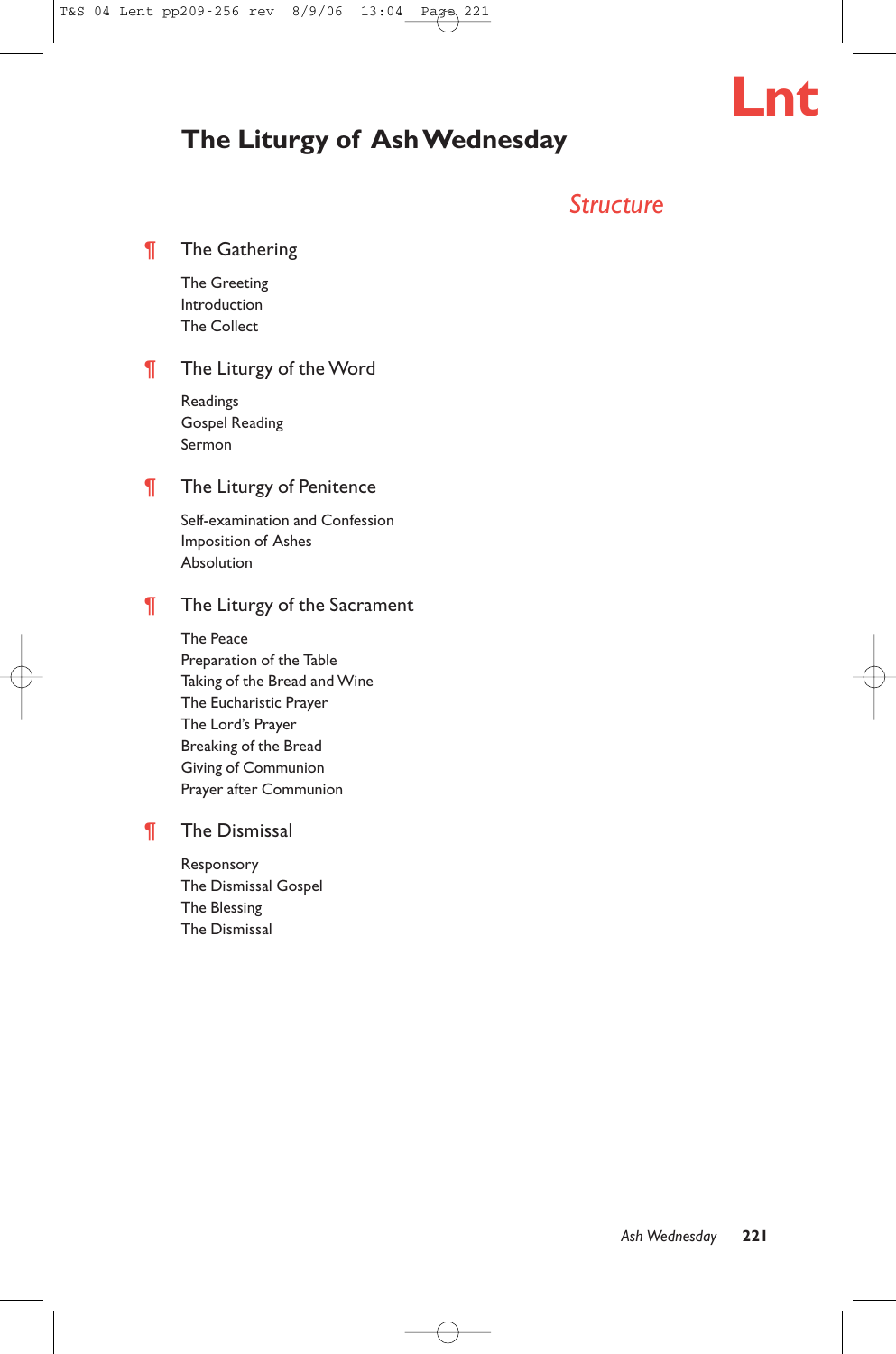# The Liturgy of Ash Wednesday

## *Structure*

### ¶ The Gathering

The Greeting
Introduction
The Collect

### ¶ The Liturgy of the Word

Readings
Gospel Reading
Sermon

### ¶ The Liturgy of Penitence

Self-examination and Confession
Imposition of Ashes
Absolution

### ¶ The Liturgy of the Sacrament

The Peace
Preparation of the Table
Taking of the Bread and Wine
The Eucharistic Prayer
The Lord's Prayer
Breaking of the Bread
Giving of Communion
Prayer after Communion

### ¶ The Dismissal

Responsory
The Dismissal Gospel
The Blessing
The Dismissal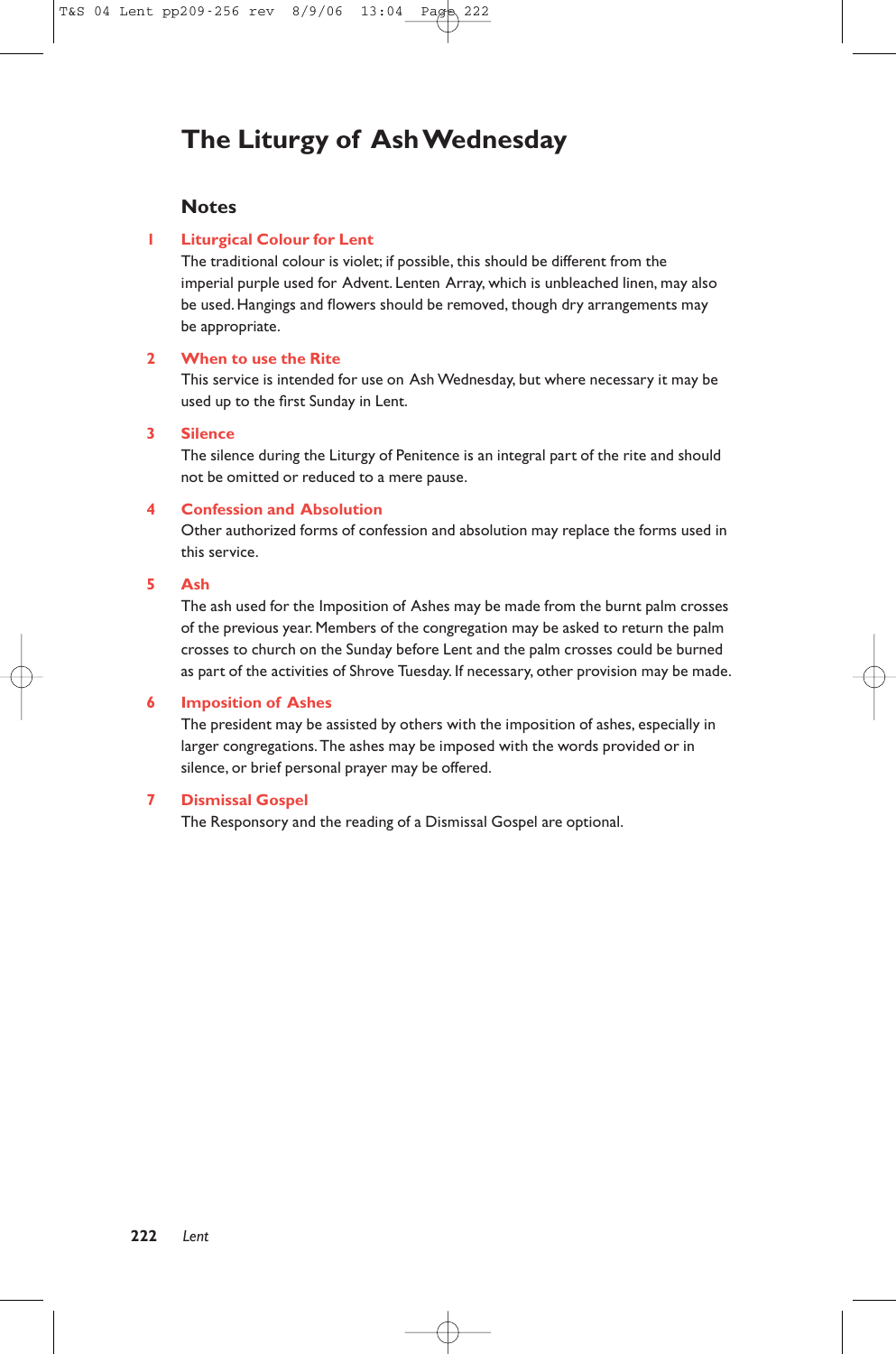# The Liturgy of Ash Wednesday

## Notes

1. **Liturgical Colour for Lent**
   The traditional colour is violet; if possible, this should be different from the imperial purple used for Advent. Lenten Array, which is unbleached linen, may also be used. Hangings and flowers should be removed, though dry arrangements may be appropriate.

2. **When to use the Rite**
   This service is intended for use on Ash Wednesday, but where necessary it may be used up to the first Sunday in Lent.

3. **Silence**
   The silence during the Liturgy of Penitence is an integral part of the rite and should not be omitted or reduced to a mere pause.

4. **Confession and Absolution**
   Other authorized forms of confession and absolution may replace the forms used in this service.

5. **Ash**
   The ash used for the Imposition of Ashes may be made from the burnt palm crosses of the previous year. Members of the congregation may be asked to return the palm crosses to church on the Sunday before Lent and the palm crosses could be burned as part of the activities of Shrove Tuesday. If necessary, other provision may be made.

6. **Imposition of Ashes**
   The president may be assisted by others with the imposition of ashes, especially in larger congregations. The ashes may be imposed with the words provided or in silence, or brief personal prayer may be offered.

7. **Dismissal Gospel**
   The Responsory and the reading of a Dismissal Gospel are optional.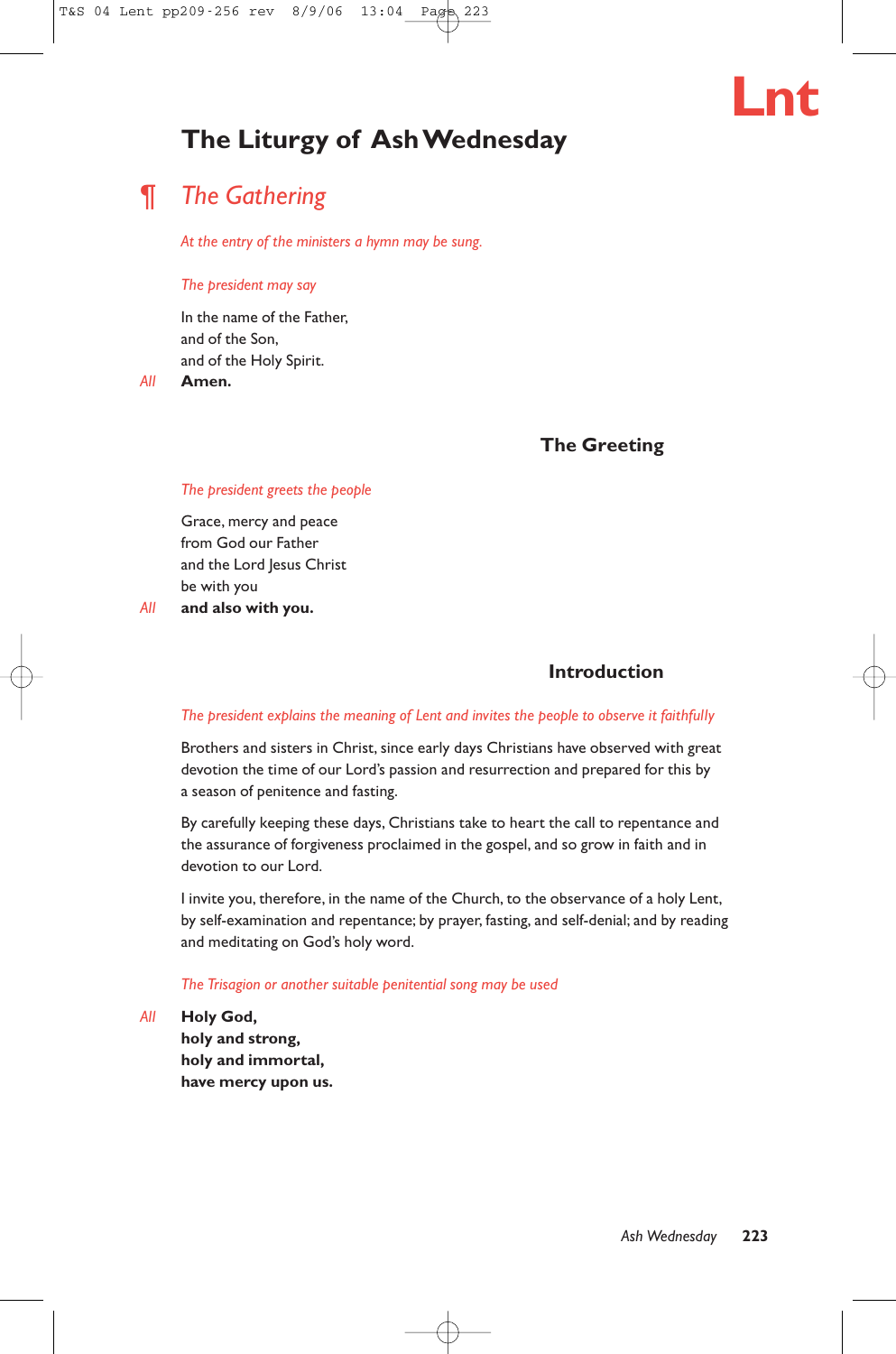# The Liturgy of Ash Wednesday

## ¶ *The Gathering*

*At the entry of the ministers a hymn may be sung.*

*The president may say*

In the name of the Father,
and of the Son,
and of the Holy Spirit.

*All* **Amen.**

### The Greeting

*The president greets the people*

Grace, mercy and peace
from God our Father
and the Lord Jesus Christ
be with you

*All* **and also with you.**

### Introduction

*The president explains the meaning of Lent and invites the people to observe it faithfully*

Brothers and sisters in Christ, since early days Christians have observed with great devotion the time of our Lord's passion and resurrection and prepared for this by a season of penitence and fasting.

By carefully keeping these days, Christians take to heart the call to repentance and the assurance of forgiveness proclaimed in the gospel, and so grow in faith and in devotion to our Lord.

I invite you, therefore, in the name of the Church, to the observance of a holy Lent, by self-examination and repentance; by prayer, fasting, and self-denial; and by reading and meditating on God's holy word.

*The Trisagion or another suitable penitential song may be used*

*All* **Holy God,**
**holy and strong,**
**holy and immortal,**
**have mercy upon us.**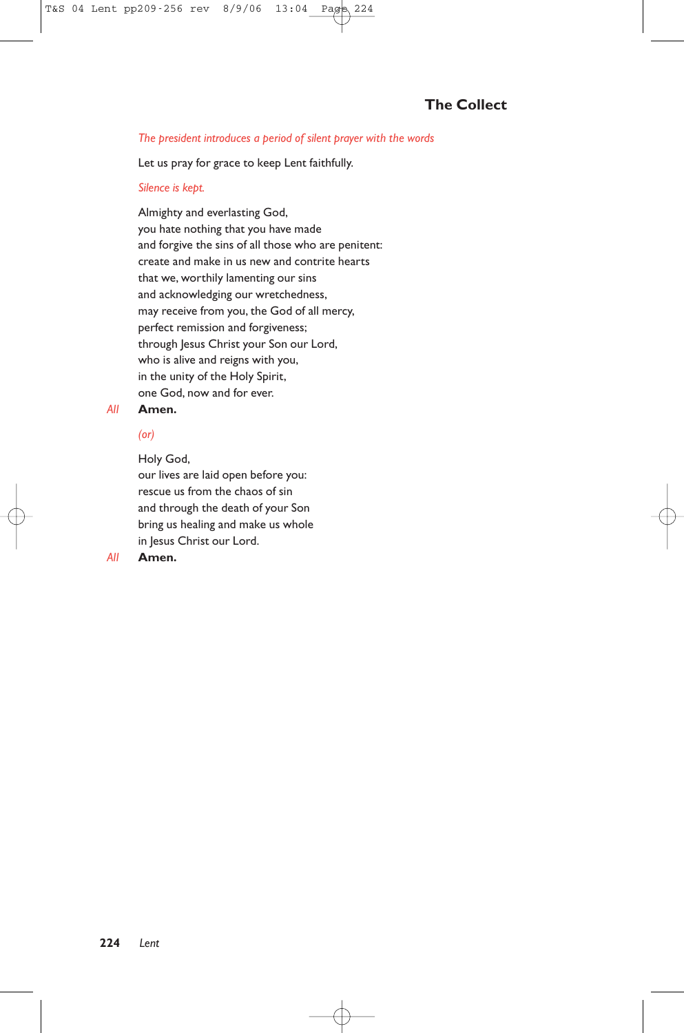## The Collect

*The president introduces a period of silent prayer with the words*

Let us pray for grace to keep Lent faithfully.

*Silence is kept.*

Almighty and everlasting God,
you hate nothing that you have made
and forgive the sins of all those who are penitent:
create and make in us new and contrite hearts
that we, worthily lamenting our sins
and acknowledging our wretchedness,
may receive from you, the God of all mercy,
perfect remission and forgiveness;
through Jesus Christ your Son our Lord,
who is alive and reigns with you,
in the unity of the Holy Spirit,
one God, now and for ever.

*All* **Amen.**

*(or)*

Holy God,
our lives are laid open before you:
rescue us from the chaos of sin
and through the death of your Son
bring us healing and make us whole
in Jesus Christ our Lord.

*All* **Amen.**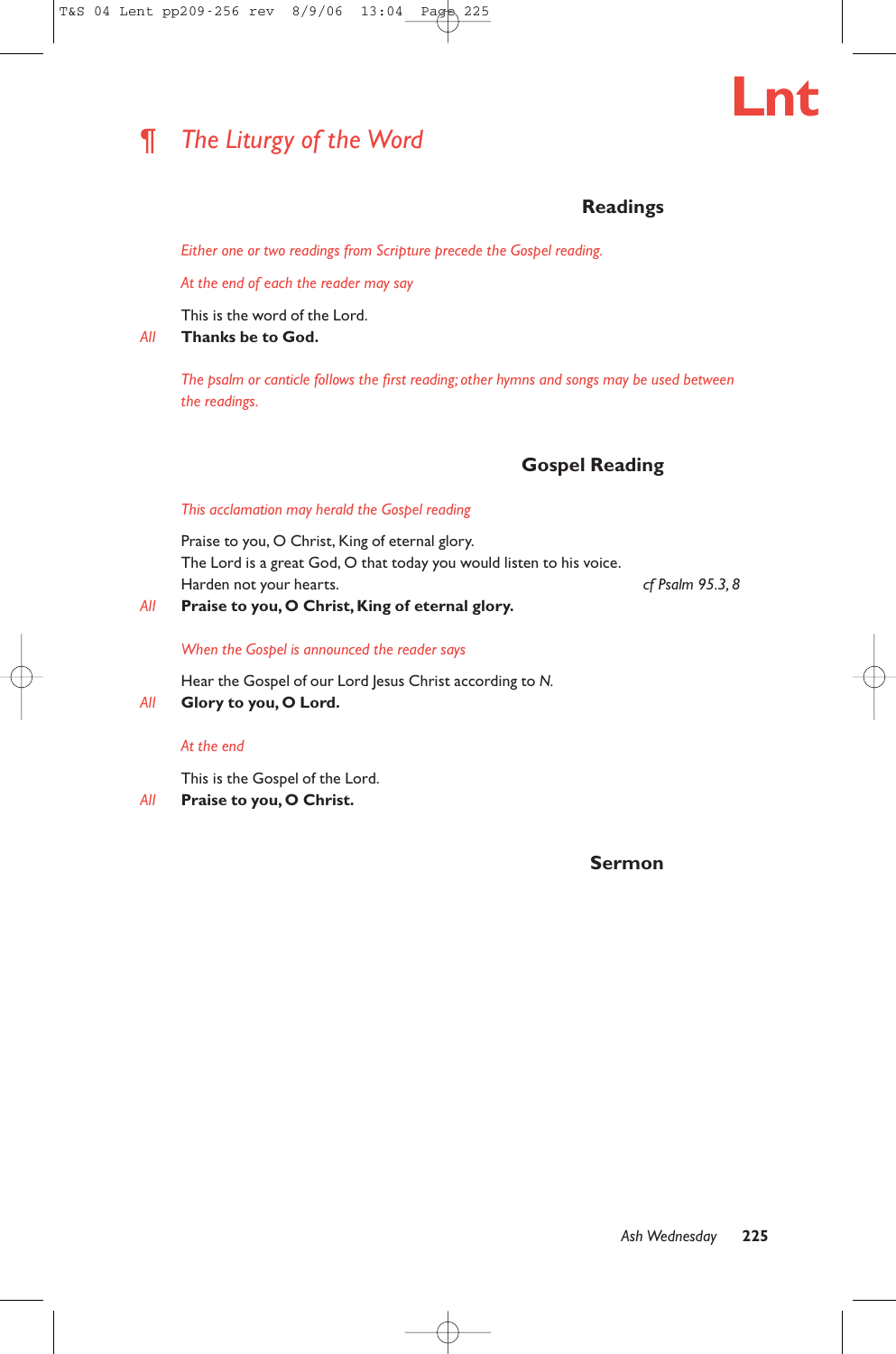## ¶ *The Liturgy of the Word*

### Readings

*Either one or two readings from Scripture precede the Gospel reading.*

*At the end of each the reader may say*

This is the word of the Lord.
*All* **Thanks be to God.**

*The psalm or canticle follows the first reading; other hymns and songs may be used between the readings.*

### Gospel Reading

*This acclamation may herald the Gospel reading*

Praise to you, O Christ, King of eternal glory.
The Lord is a great God, O that today you would listen to his voice.
Harden not your hearts. *cf Psalm 95.3, 8*
*All* **Praise to you, O Christ, King of eternal glory.**

*When the Gospel is announced the reader says*

Hear the Gospel of our Lord Jesus Christ according to *N.*
*All* **Glory to you, O Lord.**

*At the end*

This is the Gospel of the Lord.
*All* **Praise to you, O Christ.**

### Sermon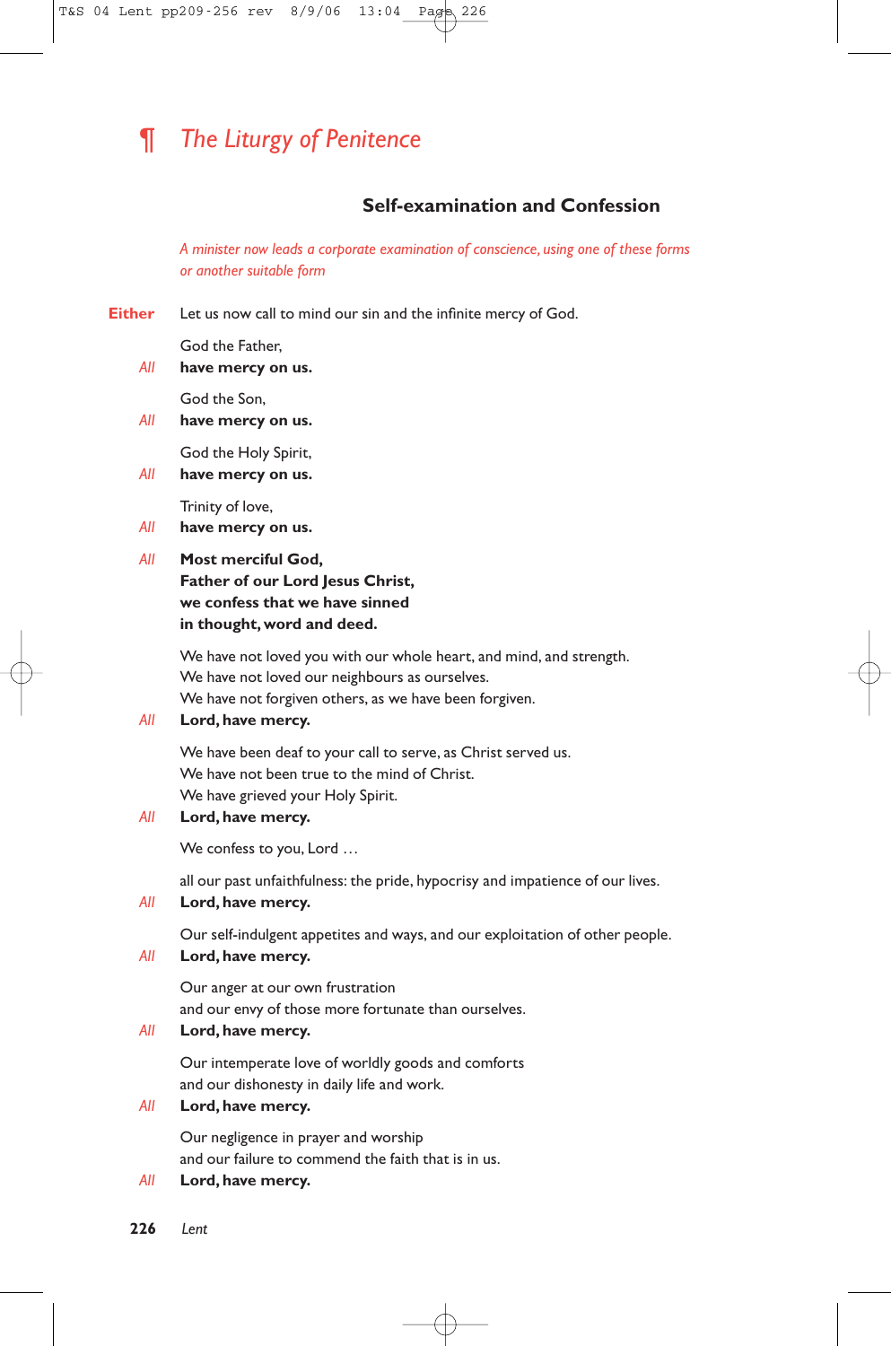# ¶ *The Liturgy of Penitence*

## Self-examination and Confession

*A minister now leads a corporate examination of conscience, using one of these forms or another suitable form*

**Either** Let us now call to mind our sin and the infinite mercy of God.

God the Father,
*All* **have mercy on us.**

God the Son,
*All* **have mercy on us.**

God the Holy Spirit,
*All* **have mercy on us.**

Trinity of love,
*All* **have mercy on us.**

*All* **Most merciful God,**
**Father of our Lord Jesus Christ,**
**we confess that we have sinned**
**in thought, word and deed.**

We have not loved you with our whole heart, and mind, and strength.
We have not loved our neighbours as ourselves.
We have not forgiven others, as we have been forgiven.
*All* **Lord, have mercy.**

We have been deaf to your call to serve, as Christ served us.
We have not been true to the mind of Christ.
We have grieved your Holy Spirit.
*All* **Lord, have mercy.**

We confess to you, Lord …

all our past unfaithfulness: the pride, hypocrisy and impatience of our lives.
*All* **Lord, have mercy.**

Our self-indulgent appetites and ways, and our exploitation of other people.
*All* **Lord, have mercy.**

Our anger at our own frustration
and our envy of those more fortunate than ourselves.
*All* **Lord, have mercy.**

Our intemperate love of worldly goods and comforts
and our dishonesty in daily life and work.
*All* **Lord, have mercy.**

Our negligence in prayer and worship
and our failure to commend the faith that is in us.
*All* **Lord, have mercy.**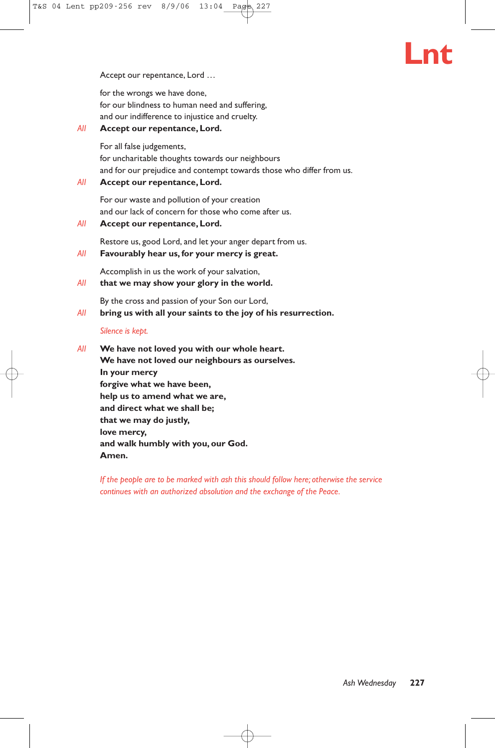Accept our repentance, Lord …

for the wrongs we have done,
for our blindness to human need and suffering,
and our indifference to injustice and cruelty.

*All* **Accept our repentance, Lord.**

For all false judgements,
for uncharitable thoughts towards our neighbours
and for our prejudice and contempt towards those who differ from us.

*All* **Accept our repentance, Lord.**

For our waste and pollution of your creation
and our lack of concern for those who come after us.

*All* **Accept our repentance, Lord.**

Restore us, good Lord, and let your anger depart from us.

*All* **Favourably hear us, for your mercy is great.**

Accomplish in us the work of your salvation,

*All* **that we may show your glory in the world.**

By the cross and passion of your Son our Lord,

*All* **bring us with all your saints to the joy of his resurrection.**

*Silence is kept.*

*All* **We have not loved you with our whole heart.**
**We have not loved our neighbours as ourselves.**
**In your mercy**
**forgive what we have been,**
**help us to amend what we are,**
**and direct what we shall be;**
**that we may do justly,**
**love mercy,**
**and walk humbly with you, our God.**
**Amen.**

*If the people are to be marked with ash this should follow here; otherwise the service continues with an authorized absolution and the exchange of the Peace.*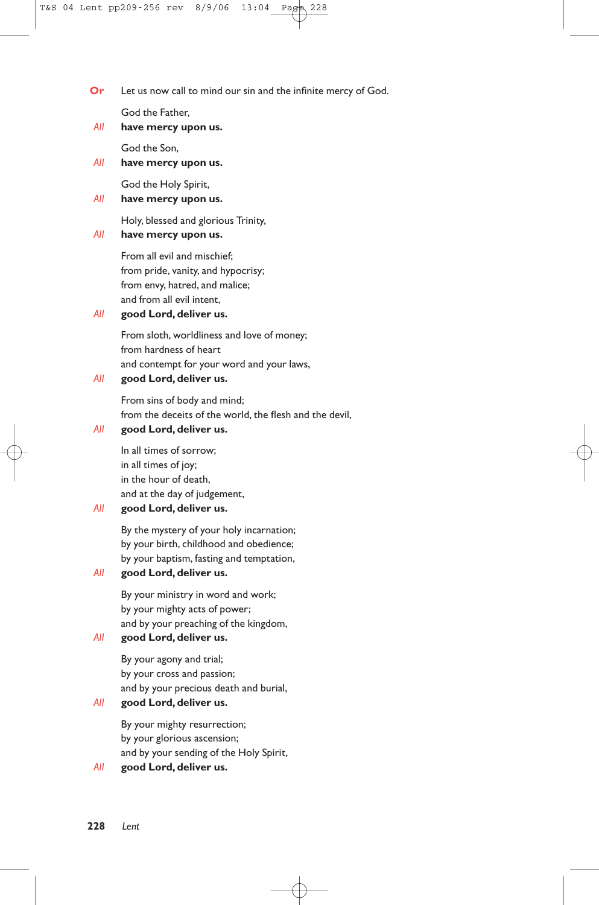**Or** Let us now call to mind our sin and the infinite mercy of God.

God the Father,
*All* **have mercy upon us.**

God the Son,
*All* **have mercy upon us.**

God the Holy Spirit,
*All* **have mercy upon us.**

Holy, blessed and glorious Trinity,
*All* **have mercy upon us.**

From all evil and mischief;
from pride, vanity, and hypocrisy;
from envy, hatred, and malice;
and from all evil intent,
*All* **good Lord, deliver us.**

From sloth, worldliness and love of money;
from hardness of heart
and contempt for your word and your laws,
*All* **good Lord, deliver us.**

From sins of body and mind;
from the deceits of the world, the flesh and the devil,
*All* **good Lord, deliver us.**

In all times of sorrow;
in all times of joy;
in the hour of death,
and at the day of judgement,
*All* **good Lord, deliver us.**

By the mystery of your holy incarnation;
by your birth, childhood and obedience;
by your baptism, fasting and temptation,
*All* **good Lord, deliver us.**

By your ministry in word and work;
by your mighty acts of power;
and by your preaching of the kingdom,
*All* **good Lord, deliver us.**

By your agony and trial;
by your cross and passion;
and by your precious death and burial,
*All* **good Lord, deliver us.**

By your mighty resurrection;
by your glorious ascension;
and by your sending of the Holy Spirit,
*All* **good Lord, deliver us.**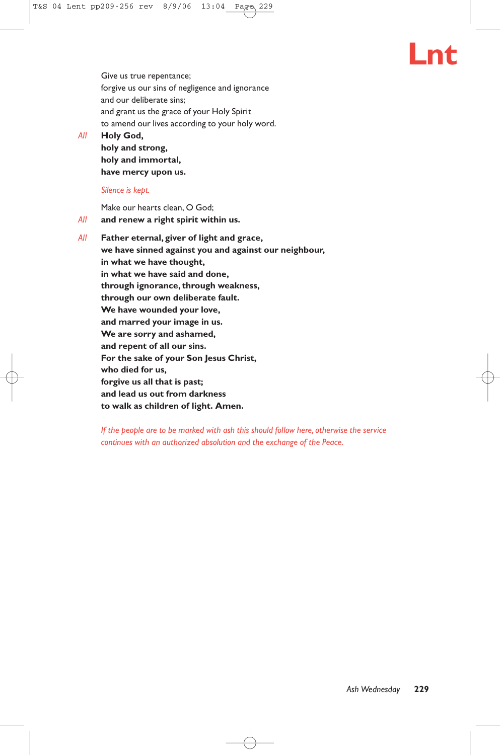Give us true repentance;
forgive us our sins of negligence and ignorance
and our deliberate sins;
and grant us the grace of your Holy Spirit
to amend our lives according to your holy word.

*All* **Holy God,**
**holy and strong,**
**holy and immortal,**
**have mercy upon us.**

*Silence is kept.*

Make our hearts clean, O God;

*All* **and renew a right spirit within us.**

*All* **Father eternal, giver of light and grace,**
**we have sinned against you and against our neighbour,**
**in what we have thought,**
**in what we have said and done,**
**through ignorance, through weakness,**
**through our own deliberate fault.**
**We have wounded your love,**
**and marred your image in us.**
**We are sorry and ashamed,**
**and repent of all our sins.**
**For the sake of your Son Jesus Christ,**
**who died for us,**
**forgive us all that is past;**
**and lead us out from darkness**
**to walk as children of light. Amen.**

*If the people are to be marked with ash this should follow here, otherwise the service continues with an authorized absolution and the exchange of the Peace.*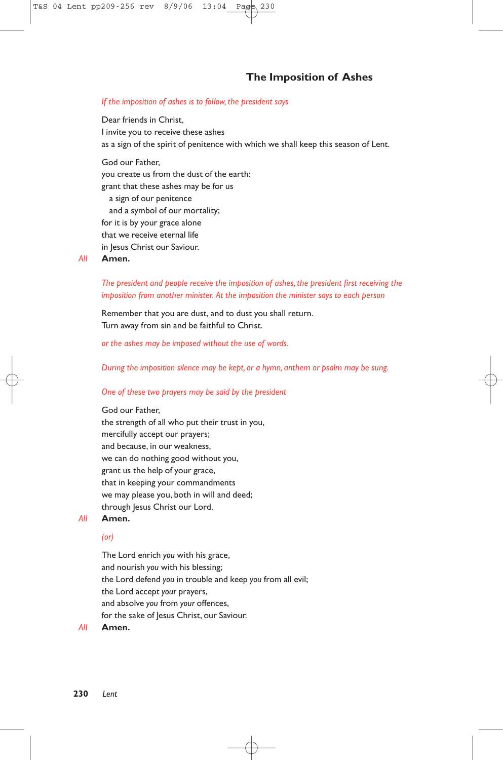## The Imposition of Ashes

*If the imposition of ashes is to follow, the president says*

Dear friends in Christ,
I invite you to receive these ashes
as a sign of the spirit of penitence with which we shall keep this season of Lent.

God our Father,
you create us from the dust of the earth:
grant that these ashes may be for us
  a sign of our penitence
  and a symbol of our mortality;
for it is by your grace alone
that we receive eternal life
in Jesus Christ our Saviour.

*All* **Amen.**

*The president and people receive the imposition of ashes, the president first receiving the imposition from another minister. At the imposition the minister says to each person*

Remember that you are dust, and to dust you shall return.
Turn away from sin and be faithful to Christ.

*or the ashes may be imposed without the use of words.*

*During the imposition silence may be kept, or a hymn, anthem or psalm may be sung.*

*One of these two prayers may be said by the president*

God our Father,
the strength of all who put their trust in you,
mercifully accept our prayers;
and because, in our weakness,
we can do nothing good without you,
grant us the help of your grace,
that in keeping your commandments
we may please you, both in will and deed;
through Jesus Christ our Lord.

*All* **Amen.**

*(or)*

The Lord enrich *you* with his grace,
and nourish *you* with his blessing;
the Lord defend *you* in trouble and keep *you* from all evil;
the Lord accept *your* prayers,
and absolve *you* from *your* offences,
for the sake of Jesus Christ, our Saviour.

*All* **Amen.**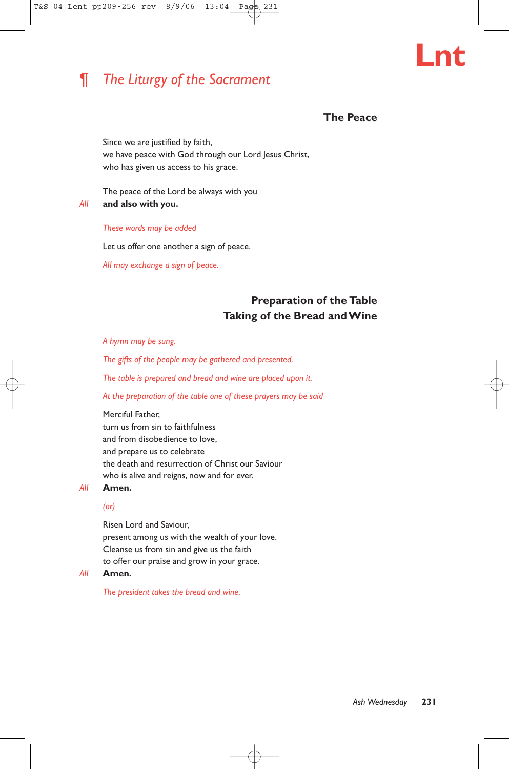## ¶ *The Liturgy of the Sacrament*

### The Peace

Since we are justified by faith,
we have peace with God through our Lord Jesus Christ,
who has given us access to his grace.

The peace of the Lord be always with you
*All* **and also with you.**

*These words may be added*

Let us offer one another a sign of peace.

*All may exchange a sign of peace.*

### Preparation of the Table
### Taking of the Bread and Wine

*A hymn may be sung.*

*The gifts of the people may be gathered and presented.*

*The table is prepared and bread and wine are placed upon it.*

*At the preparation of the table one of these prayers may be said*

Merciful Father,
turn us from sin to faithfulness
and from disobedience to love,
and prepare us to celebrate
the death and resurrection of Christ our Saviour
who is alive and reigns, now and for ever.
*All* **Amen.**

*(or)*

Risen Lord and Saviour,
present among us with the wealth of your love.
Cleanse us from sin and give us the faith
to offer our praise and grow in your grace.
*All* **Amen.**

*The president takes the bread and wine.*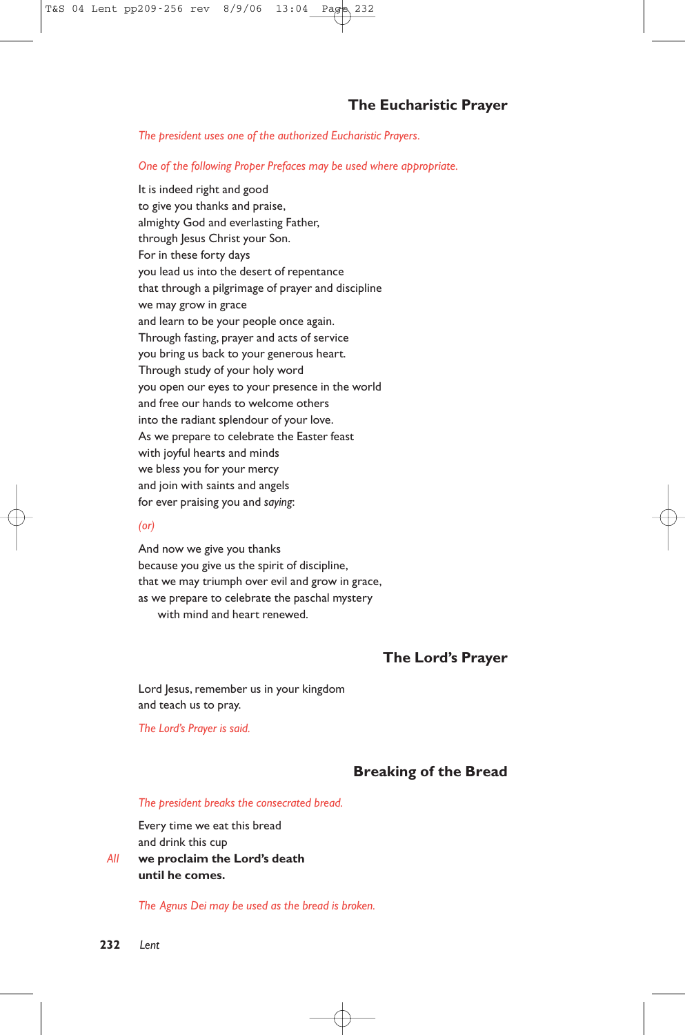## The Eucharistic Prayer

*The president uses one of the authorized Eucharistic Prayers.*

*One of the following Proper Prefaces may be used where appropriate.*

It is indeed right and good
to give you thanks and praise,
almighty God and everlasting Father,
through Jesus Christ your Son.
For in these forty days
you lead us into the desert of repentance
that through a pilgrimage of prayer and discipline
we may grow in grace
and learn to be your people once again.
Through fasting, prayer and acts of service
you bring us back to your generous heart.
Through study of your holy word
you open our eyes to your presence in the world
and free our hands to welcome others
into the radiant splendour of your love.
As we prepare to celebrate the Easter feast
with joyful hearts and minds
we bless you for your mercy
and join with saints and angels
for ever praising you and *saying*:

*(or)*

And now we give you thanks
because you give us the spirit of discipline,
that we may triumph over evil and grow in grace,
as we prepare to celebrate the paschal mystery
with mind and heart renewed.

## The Lord's Prayer

Lord Jesus, remember us in your kingdom
and teach us to pray.

*The Lord's Prayer is said.*

## Breaking of the Bread

*The president breaks the consecrated bread.*

Every time we eat this bread
and drink this cup

*All* **we proclaim the Lord's death
until he comes.**

*The Agnus Dei may be used as the bread is broken.*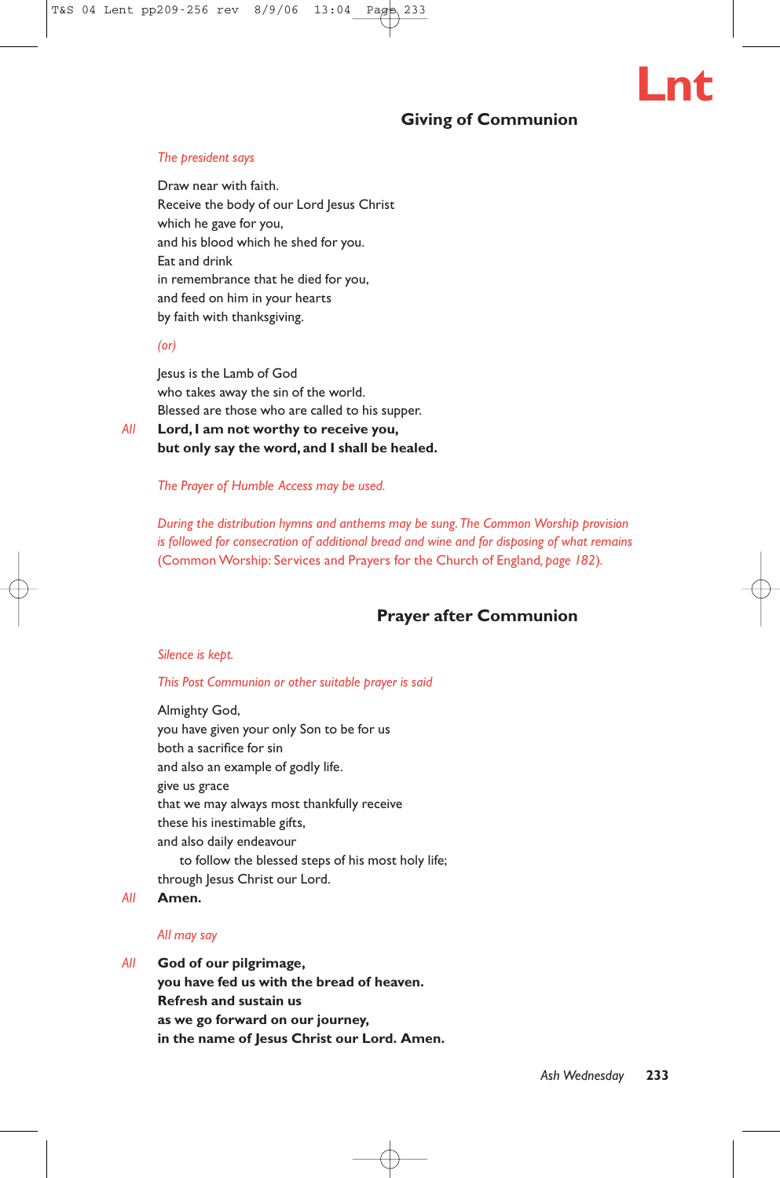## Giving of Communion

*The president says*

Draw near with faith.
Receive the body of our Lord Jesus Christ
which he gave for you,
and his blood which he shed for you.
Eat and drink
in remembrance that he died for you,
and feed on him in your hearts
by faith with thanksgiving.

*(or)*

Jesus is the Lamb of God
who takes away the sin of the world.
Blessed are those who are called to his supper.

*All* **Lord, I am not worthy to receive you,
but only say the word, and I shall be healed.**

*The Prayer of Humble Access may be used.*

*During the distribution hymns and anthems may be sung. The Common Worship provision is followed for consecration of additional bread and wine and for disposing of what remains* (Common Worship: Services and Prayers for the Church of England, *page 182*).

## Prayer after Communion

*Silence is kept.*

*This Post Communion or other suitable prayer is said*

Almighty God,
you have given your only Son to be for us
both a sacrifice for sin
and also an example of godly life.
give us grace
that we may always most thankfully receive
these his inestimable gifts,
and also daily endeavour
to follow the blessed steps of his most holy life;
through Jesus Christ our Lord.

*All* **Amen.**

*All may say*

*All* **God of our pilgrimage,
you have fed us with the bread of heaven.
Refresh and sustain us
as we go forward on our journey,
in the name of Jesus Christ our Lord. Amen.**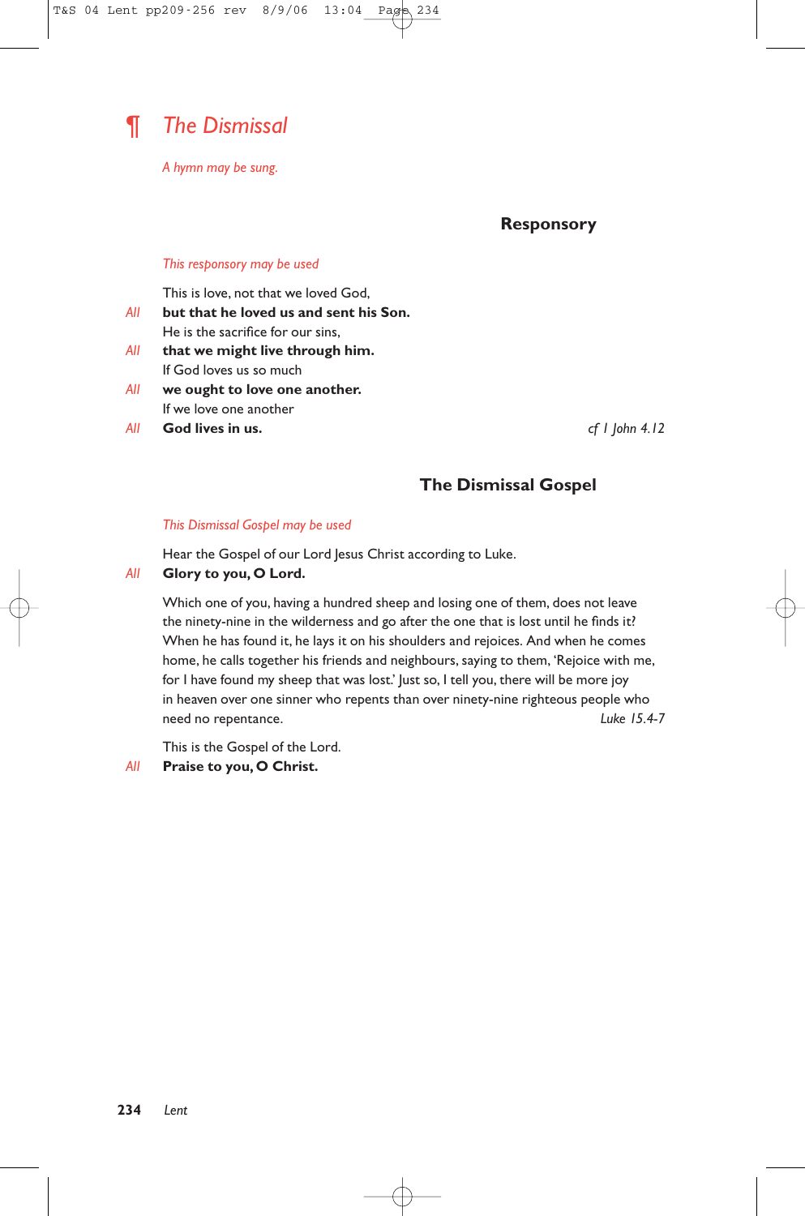# ¶ *The Dismissal*

*A hymn may be sung.*

## Responsory

*This responsory may be used*

This is love, not that we loved God,
*All* **but that he loved us and sent his Son.**
He is the sacrifice for our sins,
*All* **that we might live through him.**
If God loves us so much
*All* **we ought to love one another.**
If we love one another
*All* **God lives in us.** *cf I John 4.12*

## The Dismissal Gospel

*This Dismissal Gospel may be used*

Hear the Gospel of our Lord Jesus Christ according to Luke.
*All* **Glory to you, O Lord.**

Which one of you, having a hundred sheep and losing one of them, does not leave the ninety-nine in the wilderness and go after the one that is lost until he finds it? When he has found it, he lays it on his shoulders and rejoices. And when he comes home, he calls together his friends and neighbours, saying to them, 'Rejoice with me, for I have found my sheep that was lost.' Just so, I tell you, there will be more joy in heaven over one sinner who repents than over ninety-nine righteous people who need no repentance. *Luke 15.4-7*

This is the Gospel of the Lord.
*All* **Praise to you, O Christ.**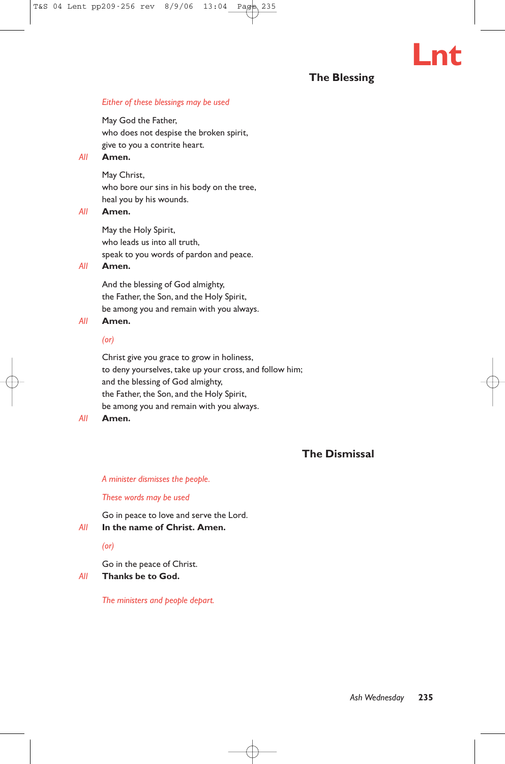## The Blessing

*Either of these blessings may be used*

May God the Father,
who does not despise the broken spirit,
give to you a contrite heart.

*All* **Amen.**

May Christ,
who bore our sins in his body on the tree,
heal you by his wounds.

*All* **Amen.**

May the Holy Spirit,
who leads us into all truth,
speak to you words of pardon and peace.

*All* **Amen.**

And the blessing of God almighty,
the Father, the Son, and the Holy Spirit,
be among you and remain with you always.

*All* **Amen.**

*(or)*

Christ give you grace to grow in holiness,
to deny yourselves, take up your cross, and follow him;
and the blessing of God almighty,
the Father, the Son, and the Holy Spirit,
be among you and remain with you always.

*All* **Amen.**

## The Dismissal

*A minister dismisses the people.*

*These words may be used*

Go in peace to love and serve the Lord.

*All* **In the name of Christ. Amen.**

*(or)*

Go in the peace of Christ.

*All* **Thanks be to God.**

*The ministers and people depart.*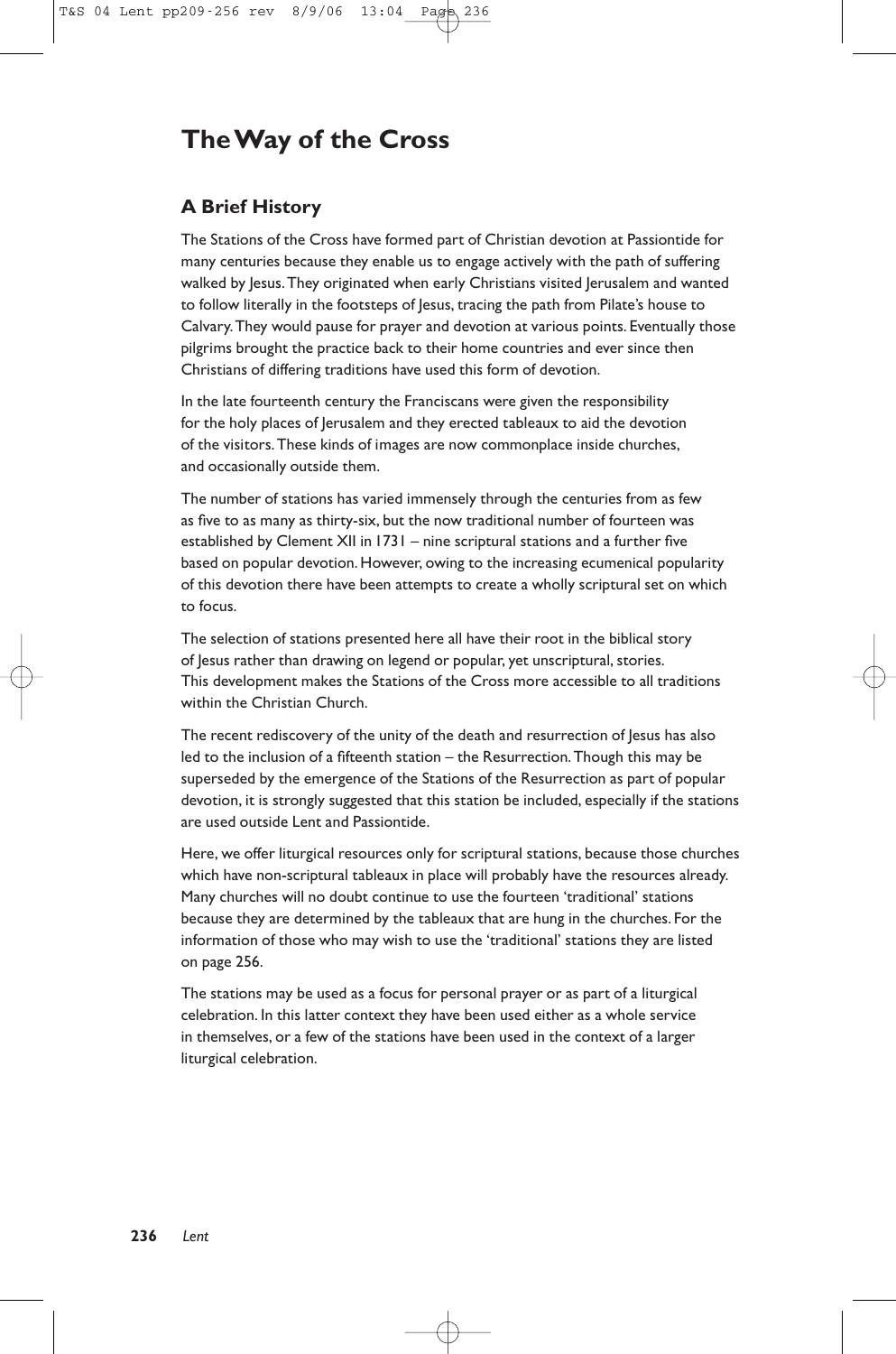# The Way of the Cross

## A Brief History

The Stations of the Cross have formed part of Christian devotion at Passiontide for many centuries because they enable us to engage actively with the path of suffering walked by Jesus. They originated when early Christians visited Jerusalem and wanted to follow literally in the footsteps of Jesus, tracing the path from Pilate's house to Calvary. They would pause for prayer and devotion at various points. Eventually those pilgrims brought the practice back to their home countries and ever since then Christians of differing traditions have used this form of devotion.

In the late fourteenth century the Franciscans were given the responsibility for the holy places of Jerusalem and they erected tableaux to aid the devotion of the visitors. These kinds of images are now commonplace inside churches, and occasionally outside them.

The number of stations has varied immensely through the centuries from as few as five to as many as thirty-six, but the now traditional number of fourteen was established by Clement XII in 1731 – nine scriptural stations and a further five based on popular devotion. However, owing to the increasing ecumenical popularity of this devotion there have been attempts to create a wholly scriptural set on which to focus.

The selection of stations presented here all have their root in the biblical story of Jesus rather than drawing on legend or popular, yet unscriptural, stories. This development makes the Stations of the Cross more accessible to all traditions within the Christian Church.

The recent rediscovery of the unity of the death and resurrection of Jesus has also led to the inclusion of a fifteenth station – the Resurrection. Though this may be superseded by the emergence of the Stations of the Resurrection as part of popular devotion, it is strongly suggested that this station be included, especially if the stations are used outside Lent and Passiontide.

Here, we offer liturgical resources only for scriptural stations, because those churches which have non-scriptural tableaux in place will probably have the resources already. Many churches will no doubt continue to use the fourteen 'traditional' stations because they are determined by the tableaux that are hung in the churches. For the information of those who may wish to use the 'traditional' stations they are listed on page 256.

The stations may be used as a focus for personal prayer or as part of a liturgical celebration. In this latter context they have been used either as a whole service in themselves, or a few of the stations have been used in the context of a larger liturgical celebration.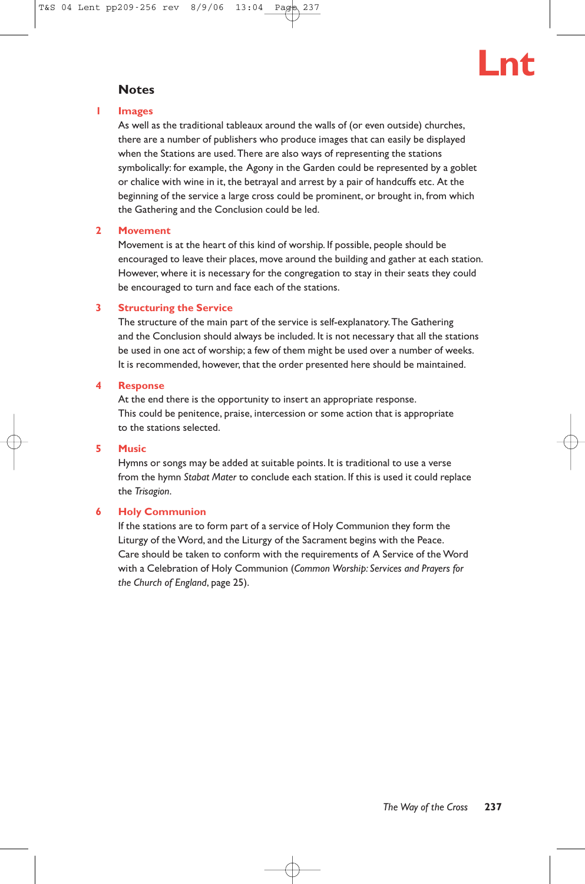## Notes

### 1 Images

As well as the traditional tableaux around the walls of (or even outside) churches, there are a number of publishers who produce images that can easily be displayed when the Stations are used. There are also ways of representing the stations symbolically: for example, the Agony in the Garden could be represented by a goblet or chalice with wine in it, the betrayal and arrest by a pair of handcuffs etc. At the beginning of the service a large cross could be prominent, or brought in, from which the Gathering and the Conclusion could be led.

### 2 Movement

Movement is at the heart of this kind of worship. If possible, people should be encouraged to leave their places, move around the building and gather at each station. However, where it is necessary for the congregation to stay in their seats they could be encouraged to turn and face each of the stations.

### 3 Structuring the Service

The structure of the main part of the service is self-explanatory. The Gathering and the Conclusion should always be included. It is not necessary that all the stations be used in one act of worship; a few of them might be used over a number of weeks. It is recommended, however, that the order presented here should be maintained.

### 4 Response

At the end there is the opportunity to insert an appropriate response. This could be penitence, praise, intercession or some action that is appropriate to the stations selected.

### 5 Music

Hymns or songs may be added at suitable points. It is traditional to use a verse from the hymn *Stabat Mater* to conclude each station. If this is used it could replace the *Trisagion*.

### 6 Holy Communion

If the stations are to form part of a service of Holy Communion they form the Liturgy of the Word, and the Liturgy of the Sacrament begins with the Peace. Care should be taken to conform with the requirements of A Service of the Word with a Celebration of Holy Communion (*Common Worship: Services and Prayers for the Church of England*, page 25).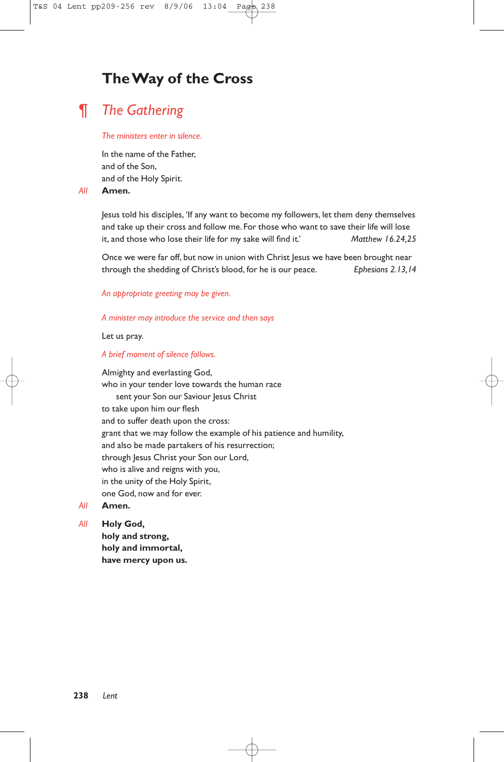# The Way of the Cross

## ¶ The Gathering

*The ministers enter in silence.*

In the name of the Father,
and of the Son,
and of the Holy Spirit.

*All* **Amen.**

Jesus told his disciples, 'If any want to become my followers, let them deny themselves and take up their cross and follow me. For those who want to save their life will lose it, and those who lose their life for my sake will find it.' *Matthew 16.24,25*

Once we were far off, but now in union with Christ Jesus we have been brought near through the shedding of Christ's blood, for he is our peace. *Ephesians 2.13,14*

*An appropriate greeting may be given.*

*A minister may introduce the service and then says*

Let us pray.

*A brief moment of silence follows.*

Almighty and everlasting God,
who in your tender love towards the human race
sent your Son our Saviour Jesus Christ
to take upon him our flesh
and to suffer death upon the cross:
grant that we may follow the example of his patience and humility,
and also be made partakers of his resurrection;
through Jesus Christ your Son our Lord,
who is alive and reigns with you,
in the unity of the Holy Spirit,
one God, now and for ever.

*All* **Amen.**

*All* **Holy God,**
**holy and strong,**
**holy and immortal,**
**have mercy upon us.**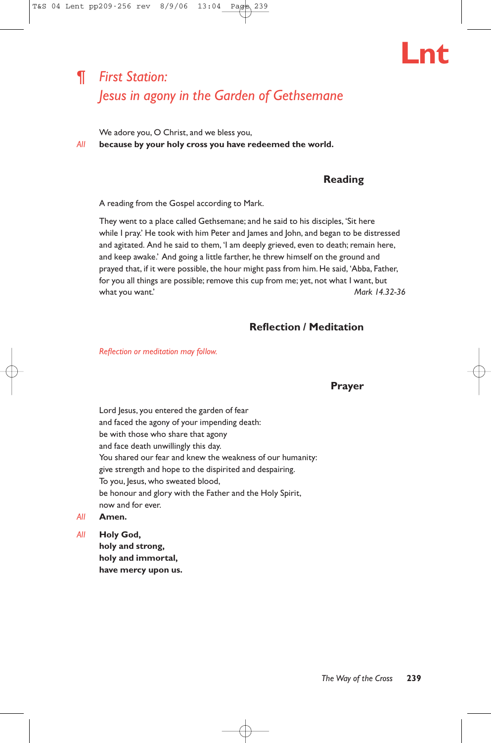## ¶ *First Station:*
## *Jesus in agony in the Garden of Gethsemane*

We adore you, O Christ, and we bless you,

*All* **because by your holy cross you have redeemed the world.**

### Reading

A reading from the Gospel according to Mark.

They went to a place called Gethsemane; and he said to his disciples, 'Sit here while I pray.' He took with him Peter and James and John, and began to be distressed and agitated. And he said to them, 'I am deeply grieved, even to death; remain here, and keep awake.' And going a little farther, he threw himself on the ground and prayed that, if it were possible, the hour might pass from him. He said, 'Abba, Father, for you all things are possible; remove this cup from me; yet, not what I want, but what you want.' *Mark 14.32-36*

### Reflection / Meditation

*Reflection or meditation may follow.*

### Prayer

Lord Jesus, you entered the garden of fear
and faced the agony of your impending death:
be with those who share that agony
and face death unwillingly this day.
You shared our fear and knew the weakness of our humanity:
give strength and hope to the dispirited and despairing.
To you, Jesus, who sweated blood,
be honour and glory with the Father and the Holy Spirit,
now and for ever.

*All* **Amen.**

*All* **Holy God,**
**holy and strong,**
**holy and immortal,**
**have mercy upon us.**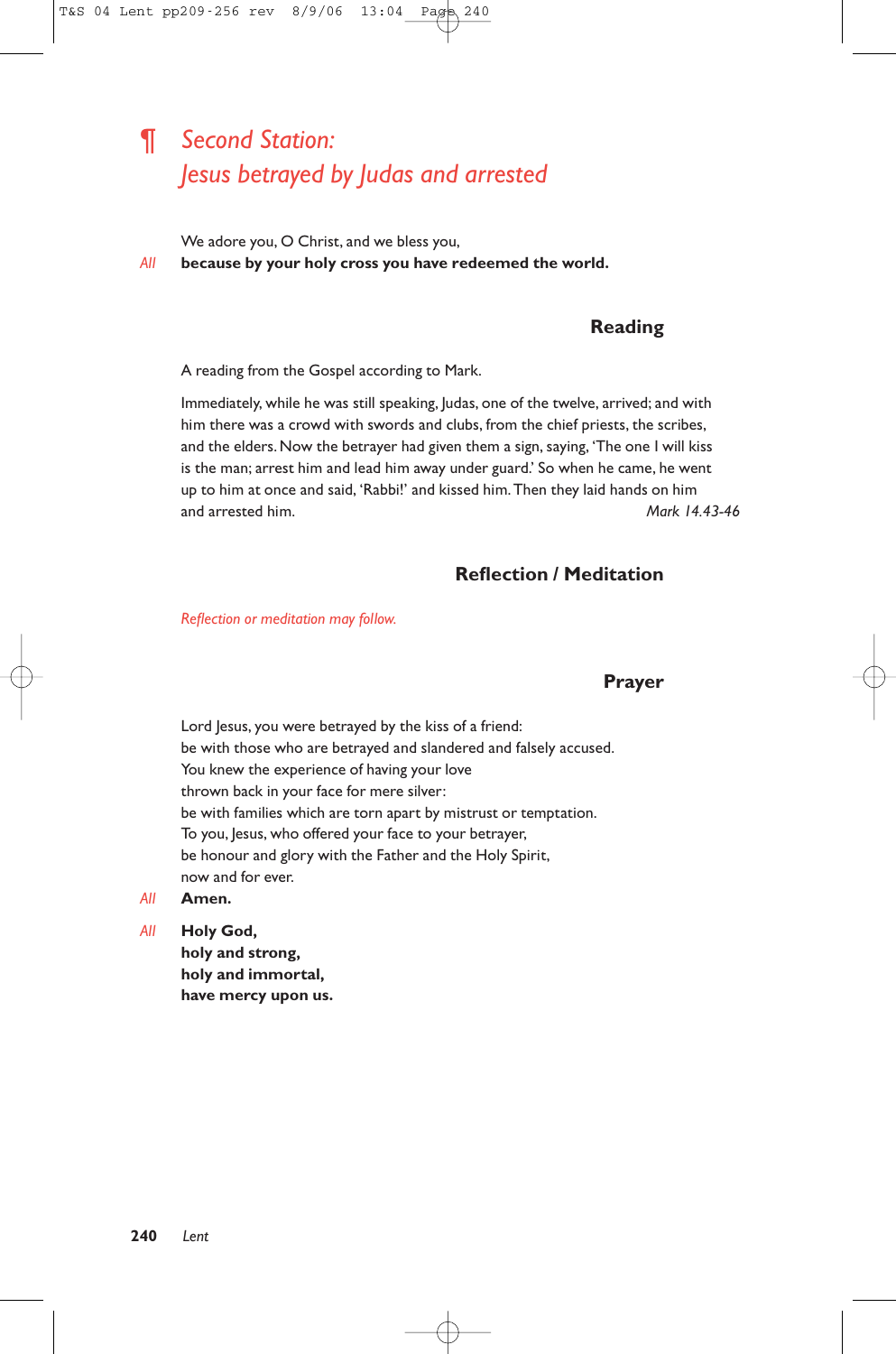## ¶ *Second Station: Jesus betrayed by Judas and arrested*

We adore you, O Christ, and we bless you,

*All* **because by your holy cross you have redeemed the world.**

### Reading

A reading from the Gospel according to Mark.

Immediately, while he was still speaking, Judas, one of the twelve, arrived; and with him there was a crowd with swords and clubs, from the chief priests, the scribes, and the elders. Now the betrayer had given them a sign, saying, 'The one I will kiss is the man; arrest him and lead him away under guard.' So when he came, he went up to him at once and said, 'Rabbi!' and kissed him. Then they laid hands on him and arrested him. *Mark 14.43-46*

### Reflection / Meditation

*Reflection or meditation may follow.*

### Prayer

Lord Jesus, you were betrayed by the kiss of a friend:
be with those who are betrayed and slandered and falsely accused.
You knew the experience of having your love
thrown back in your face for mere silver:
be with families which are torn apart by mistrust or temptation.
To you, Jesus, who offered your face to your betrayer,
be honour and glory with the Father and the Holy Spirit,
now and for ever.

*All* **Amen.**

*All* **Holy God,**
**holy and strong,**
**holy and immortal,**
**have mercy upon us.**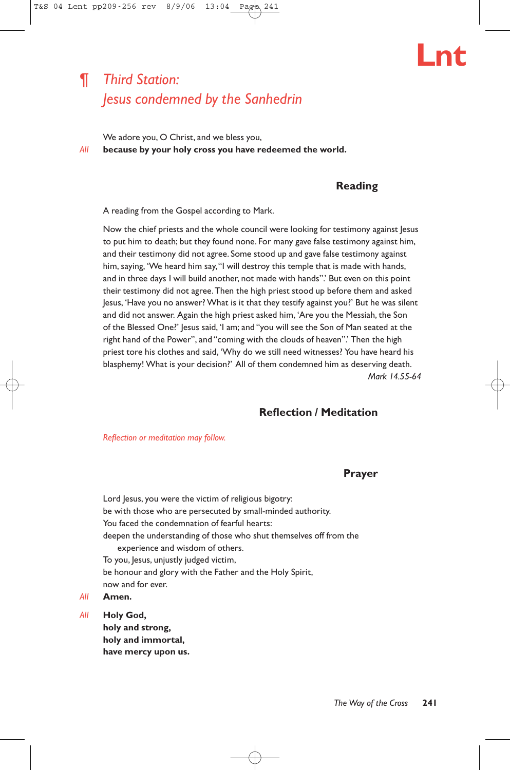## ¶ *Third Station: Jesus condemned by the Sanhedrin*

We adore you, O Christ, and we bless you,

*All* **because by your holy cross you have redeemed the world.**

### Reading

A reading from the Gospel according to Mark.

Now the chief priests and the whole council were looking for testimony against Jesus to put him to death; but they found none. For many gave false testimony against him, and their testimony did not agree. Some stood up and gave false testimony against him, saying, 'We heard him say, "I will destroy this temple that is made with hands, and in three days I will build another, not made with hands".' But even on this point their testimony did not agree. Then the high priest stood up before them and asked Jesus, 'Have you no answer? What is it that they testify against you?' But he was silent and did not answer. Again the high priest asked him, 'Are you the Messiah, the Son of the Blessed One?' Jesus said, 'I am; and "you will see the Son of Man seated at the right hand of the Power", and "coming with the clouds of heaven".' Then the high priest tore his clothes and said, 'Why do we still need witnesses? You have heard his blasphemy! What is your decision?' All of them condemned him as deserving death.

*Mark 14.55-64*

### Reflection / Meditation

*Reflection or meditation may follow.*

### Prayer

Lord Jesus, you were the victim of religious bigotry:
be with those who are persecuted by small-minded authority.
You faced the condemnation of fearful hearts:
deepen the understanding of those who shut themselves off from the experience and wisdom of others.
To you, Jesus, unjustly judged victim,
be honour and glory with the Father and the Holy Spirit,
now and for ever.

*All* **Amen.**

*All* **Holy God,**
**holy and strong,**
**holy and immortal,**
**have mercy upon us.**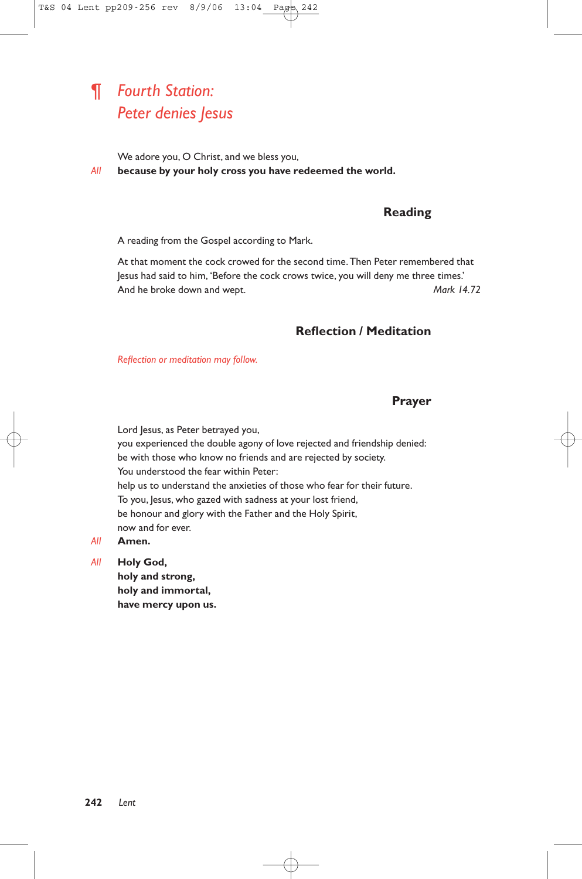## ¶ *Fourth Station: Peter denies Jesus*

We adore you, O Christ, and we bless you,

*All* **because by your holy cross you have redeemed the world.**

### Reading

A reading from the Gospel according to Mark.

At that moment the cock crowed for the second time. Then Peter remembered that Jesus had said to him, 'Before the cock crows twice, you will deny me three times.' And he broke down and wept. *Mark 14.72*

### Reflection / Meditation

*Reflection or meditation may follow.*

### Prayer

Lord Jesus, as Peter betrayed you,
you experienced the double agony of love rejected and friendship denied:
be with those who know no friends and are rejected by society.
You understood the fear within Peter:
help us to understand the anxieties of those who fear for their future.
To you, Jesus, who gazed with sadness at your lost friend,
be honour and glory with the Father and the Holy Spirit,
now and for ever.

*All* **Amen.**

*All* **Holy God,**
**holy and strong,**
**holy and immortal,**
**have mercy upon us.**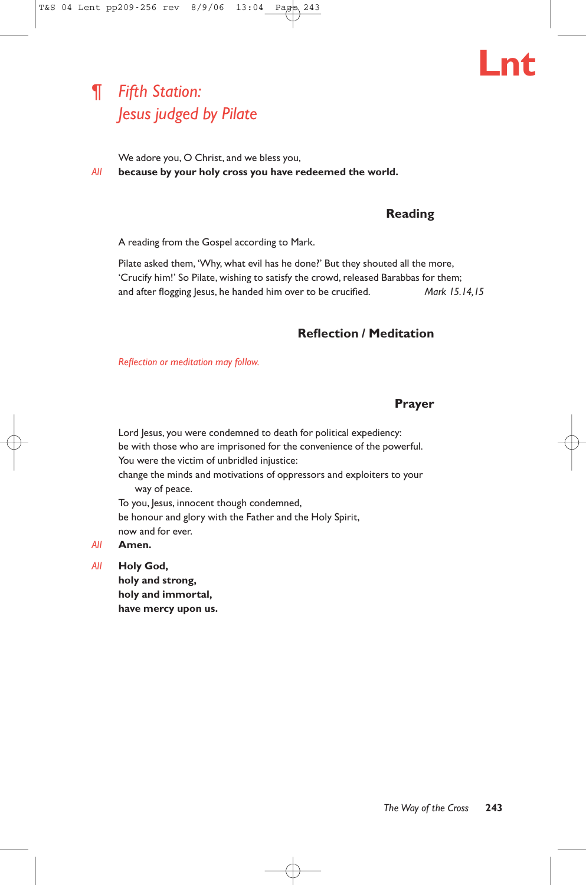## ¶ *Fifth Station: Jesus judged by Pilate*

We adore you, O Christ, and we bless you,

*All* **because by your holy cross you have redeemed the world.**

### Reading

A reading from the Gospel according to Mark.

Pilate asked them, 'Why, what evil has he done?' But they shouted all the more, 'Crucify him!' So Pilate, wishing to satisfy the crowd, released Barabbas for them; and after flogging Jesus, he handed him over to be crucified. *Mark 15.14,15*

### Reflection / Meditation

*Reflection or meditation may follow.*

### Prayer

Lord Jesus, you were condemned to death for political expediency:
be with those who are imprisoned for the convenience of the powerful.
You were the victim of unbridled injustice:
change the minds and motivations of oppressors and exploiters to your way of peace.
To you, Jesus, innocent though condemned,
be honour and glory with the Father and the Holy Spirit,
now and for ever.

*All* **Amen.**

*All* **Holy God,
holy and strong,
holy and immortal,
have mercy upon us.**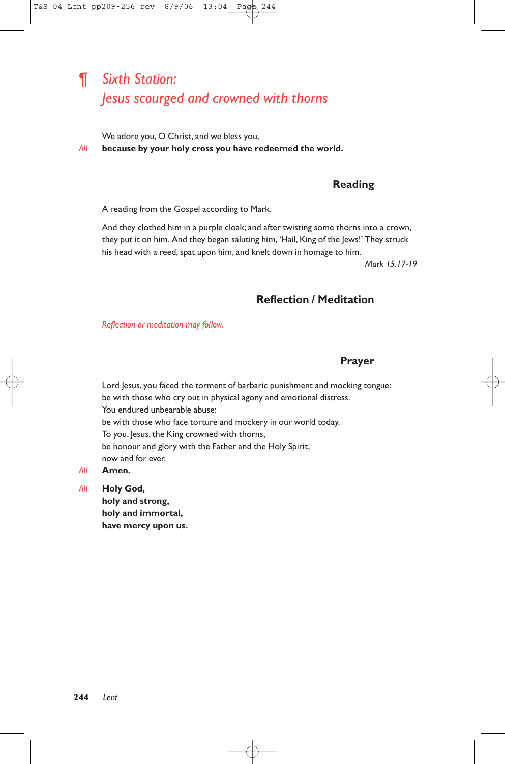## ¶ *Sixth Station: Jesus scourged and crowned with thorns*

We adore you, O Christ, and we bless you,

*All* **because by your holy cross you have redeemed the world.**

### Reading

A reading from the Gospel according to Mark.

And they clothed him in a purple cloak; and after twisting some thorns into a crown, they put it on him. And they began saluting him, 'Hail, King of the Jews!' They struck his head with a reed, spat upon him, and knelt down in homage to him.

*Mark 15.17-19*

### Reflection / Meditation

*Reflection or meditation may follow.*

### Prayer

Lord Jesus, you faced the torment of barbaric punishment and mocking tongue:
be with those who cry out in physical agony and emotional distress.
You endured unbearable abuse:
be with those who face torture and mockery in our world today.
To you, Jesus, the King crowned with thorns,
be honour and glory with the Father and the Holy Spirit,
now and for ever.

*All* **Amen.**

*All* **Holy God,**
**holy and strong,**
**holy and immortal,**
**have mercy upon us.**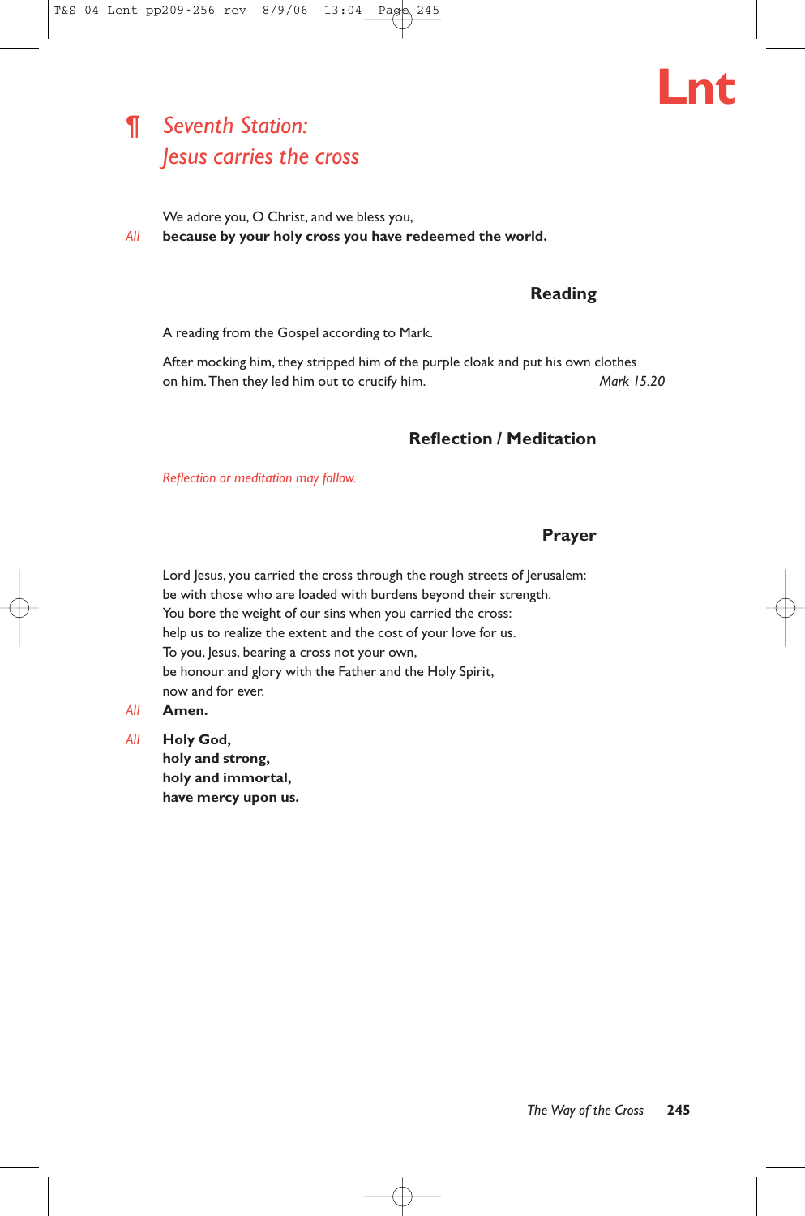## ¶ *Seventh Station: Jesus carries the cross*

We adore you, O Christ, and we bless you,

*All* **because by your holy cross you have redeemed the world.**

### Reading

A reading from the Gospel according to Mark.

After mocking him, they stripped him of the purple cloak and put his own clothes on him. Then they led him out to crucify him. *Mark 15.20*

### Reflection / Meditation

*Reflection or meditation may follow.*

### Prayer

Lord Jesus, you carried the cross through the rough streets of Jerusalem:
be with those who are loaded with burdens beyond their strength.
You bore the weight of our sins when you carried the cross:
help us to realize the extent and the cost of your love for us.
To you, Jesus, bearing a cross not your own,
be honour and glory with the Father and the Holy Spirit,
now and for ever.

*All* **Amen.**

*All* **Holy God,
holy and strong,
holy and immortal,
have mercy upon us.**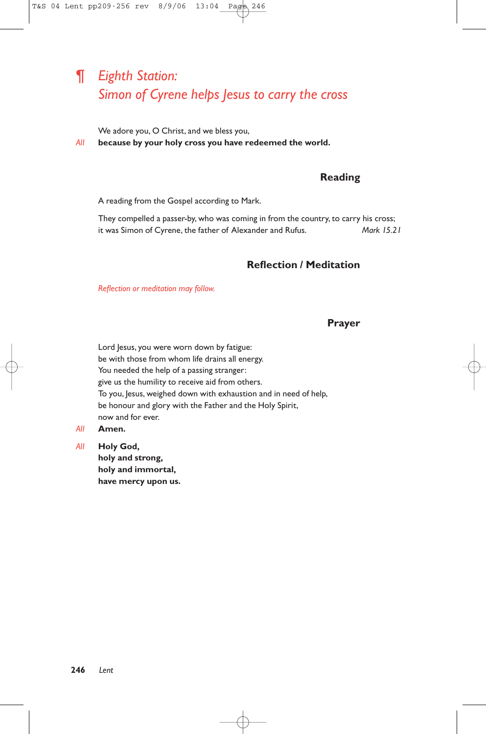# ¶ *Eighth Station: Simon of Cyrene helps Jesus to carry the cross*

We adore you, O Christ, and we bless you,

*All* **because by your holy cross you have redeemed the world.**

## Reading

A reading from the Gospel according to Mark.

They compelled a passer-by, who was coming in from the country, to carry his cross; it was Simon of Cyrene, the father of Alexander and Rufus. *Mark 15.21*

## Reflection / Meditation

*Reflection or meditation may follow.*

## Prayer

Lord Jesus, you were worn down by fatigue:
be with those from whom life drains all energy.
You needed the help of a passing stranger:
give us the humility to receive aid from others.
To you, Jesus, weighed down with exhaustion and in need of help,
be honour and glory with the Father and the Holy Spirit,
now and for ever.

*All* **Amen.**

*All* **Holy God,**
**holy and strong,**
**holy and immortal,**
**have mercy upon us.**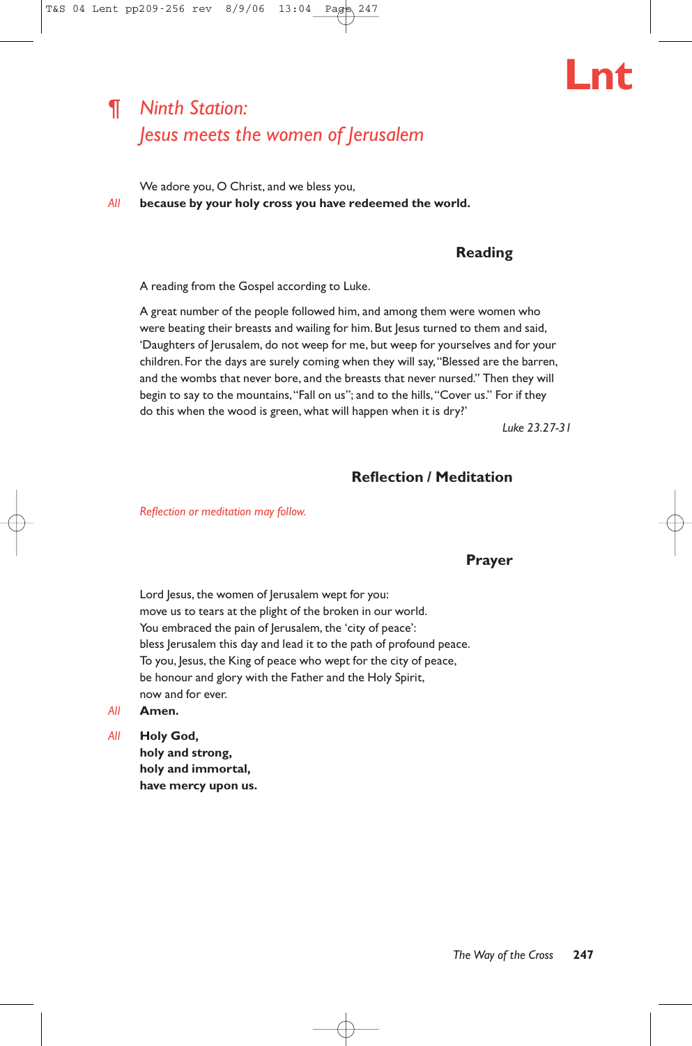## ¶ *Ninth Station: Jesus meets the women of Jerusalem*

We adore you, O Christ, and we bless you,

*All* **because by your holy cross you have redeemed the world.**

### Reading

A reading from the Gospel according to Luke.

A great number of the people followed him, and among them were women who were beating their breasts and wailing for him. But Jesus turned to them and said, 'Daughters of Jerusalem, do not weep for me, but weep for yourselves and for your children. For the days are surely coming when they will say, "Blessed are the barren, and the wombs that never bore, and the breasts that never nursed." Then they will begin to say to the mountains, "Fall on us"; and to the hills, "Cover us." For if they do this when the wood is green, what will happen when it is dry?'

*Luke 23.27-31*

### Reflection / Meditation

*Reflection or meditation may follow.*

### Prayer

Lord Jesus, the women of Jerusalem wept for you:
move us to tears at the plight of the broken in our world.
You embraced the pain of Jerusalem, the 'city of peace':
bless Jerusalem this day and lead it to the path of profound peace.
To you, Jesus, the King of peace who wept for the city of peace,
be honour and glory with the Father and the Holy Spirit,
now and for ever.

*All* **Amen.**

*All* **Holy God,**
**holy and strong,**
**holy and immortal,**
**have mercy upon us.**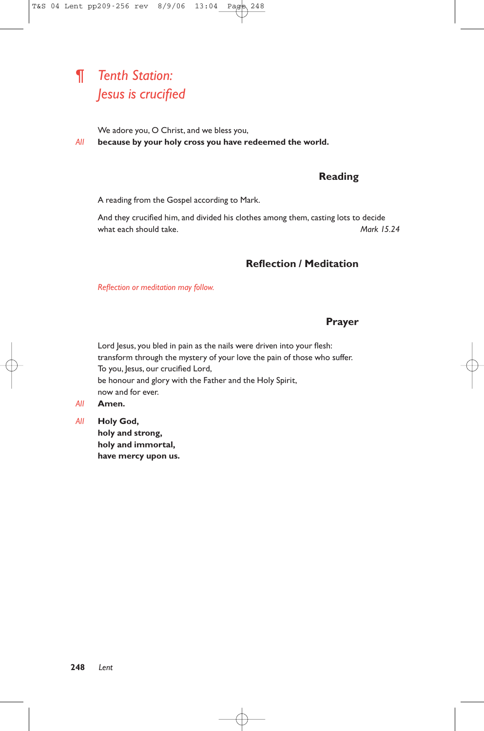# ¶ *Tenth Station: Jesus is crucified*

We adore you, O Christ, and we bless you,

*All* **because by your holy cross you have redeemed the world.**

## Reading

A reading from the Gospel according to Mark.

And they crucified him, and divided his clothes among them, casting lots to decide what each should take. *Mark 15.24*

## Reflection / Meditation

*Reflection or meditation may follow.*

## Prayer

Lord Jesus, you bled in pain as the nails were driven into your flesh:
transform through the mystery of your love the pain of those who suffer.
To you, Jesus, our crucified Lord,
be honour and glory with the Father and the Holy Spirit,
now and for ever.

*All* **Amen.**

*All* **Holy God,**
**holy and strong,**
**holy and immortal,**
**have mercy upon us.**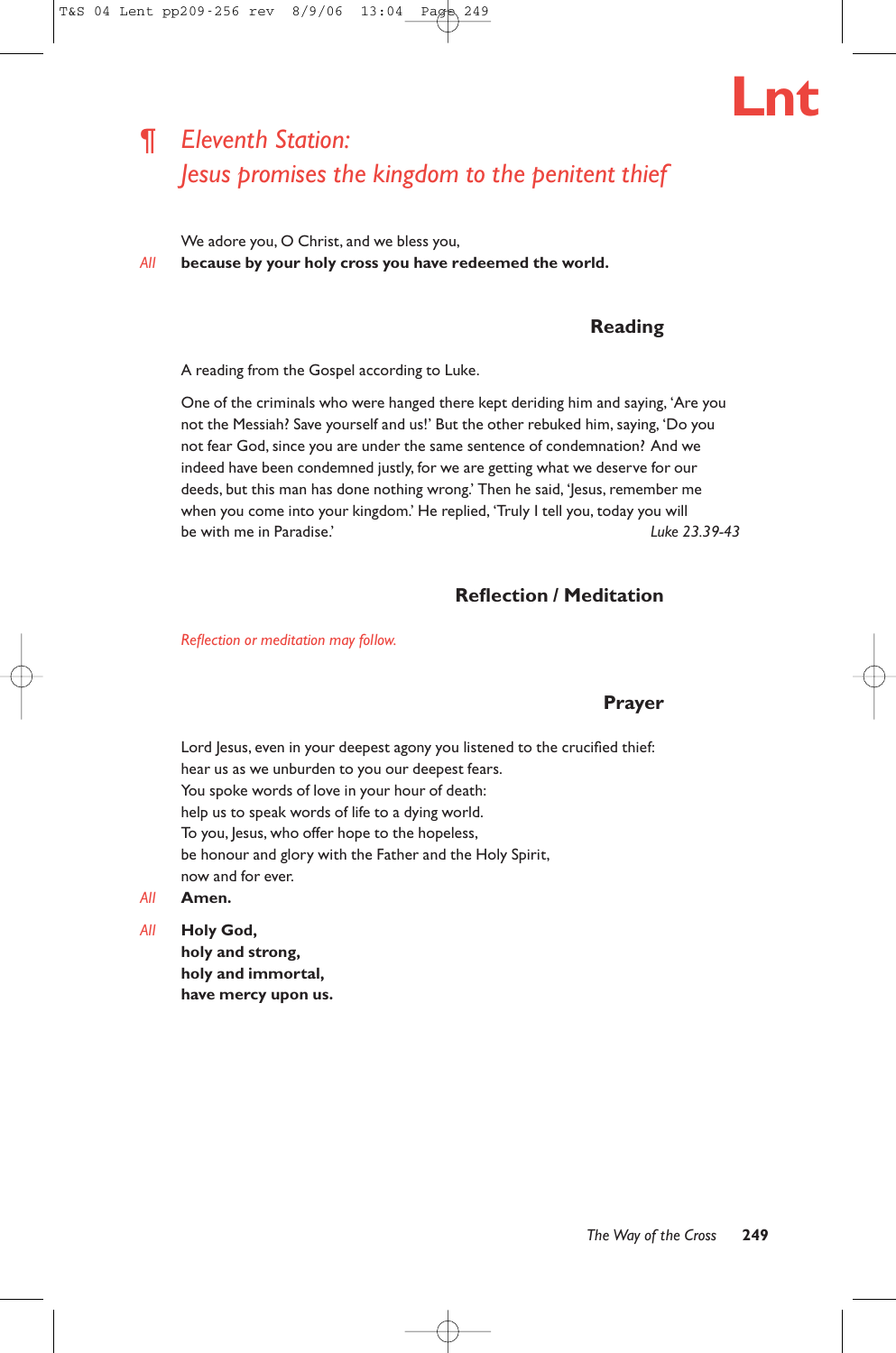## ¶ *Eleventh Station: Jesus promises the kingdom to the penitent thief*

We adore you, O Christ, and we bless you,

*All* **because by your holy cross you have redeemed the world.**

### Reading

A reading from the Gospel according to Luke.

One of the criminals who were hanged there kept deriding him and saying, 'Are you not the Messiah? Save yourself and us!' But the other rebuked him, saying, 'Do you not fear God, since you are under the same sentence of condemnation? And we indeed have been condemned justly, for we are getting what we deserve for our deeds, but this man has done nothing wrong.' Then he said, 'Jesus, remember me when you come into your kingdom.' He replied, 'Truly I tell you, today you will be with me in Paradise.' *Luke 23.39-43*

### Reflection / Meditation

*Reflection or meditation may follow.*

### Prayer

Lord Jesus, even in your deepest agony you listened to the crucified thief:
hear us as we unburden to you our deepest fears.
You spoke words of love in your hour of death:
help us to speak words of life to a dying world.
To you, Jesus, who offer hope to the hopeless,
be honour and glory with the Father and the Holy Spirit,
now and for ever.

*All* **Amen.**

*All* **Holy God,
holy and strong,
holy and immortal,
have mercy upon us.**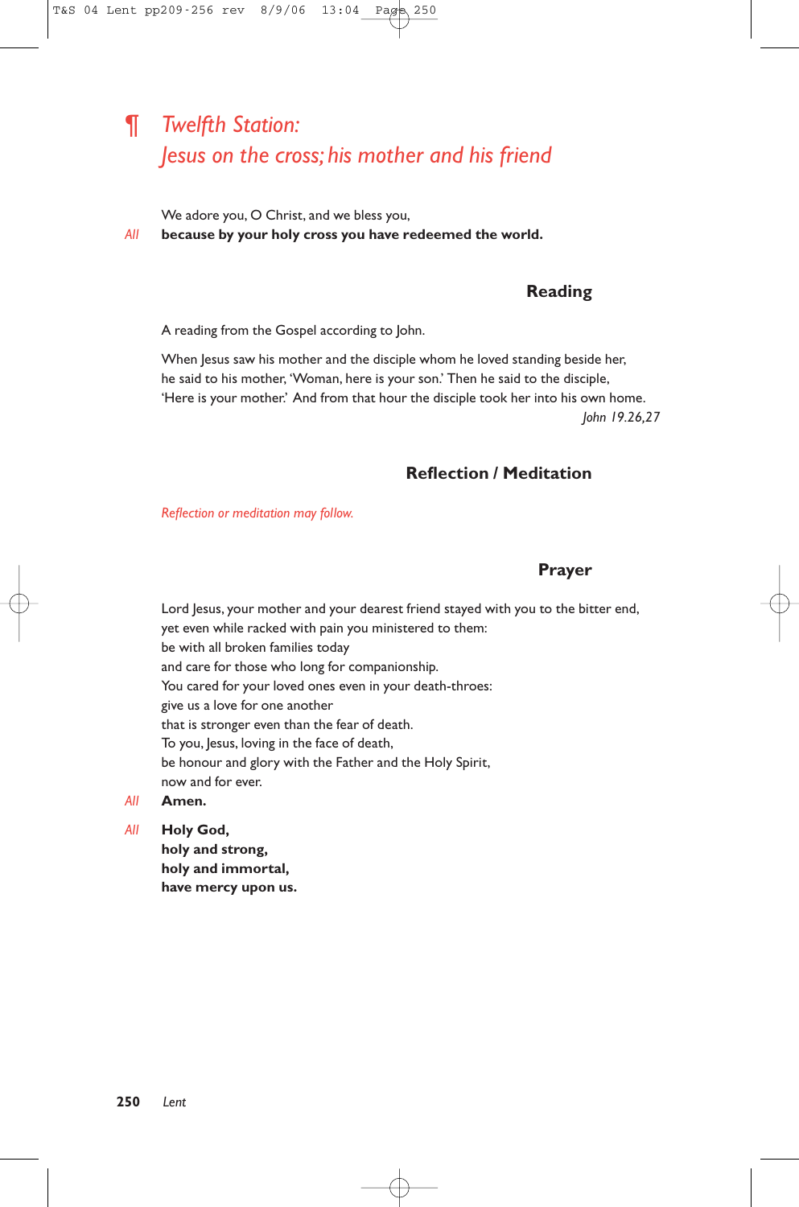# ¶ *Twelfth Station: Jesus on the cross; his mother and his friend*

We adore you, O Christ, and we bless you,

*All* **because by your holy cross you have redeemed the world.**

## Reading

A reading from the Gospel according to John.

When Jesus saw his mother and the disciple whom he loved standing beside her, he said to his mother, 'Woman, here is your son.' Then he said to the disciple, 'Here is your mother.' And from that hour the disciple took her into his own home.

*John 19.26,27*

## Reflection / Meditation

*Reflection or meditation may follow.*

## Prayer

Lord Jesus, your mother and your dearest friend stayed with you to the bitter end,
yet even while racked with pain you ministered to them:
be with all broken families today
and care for those who long for companionship.
You cared for your loved ones even in your death-throes:
give us a love for one another
that is stronger even than the fear of death.
To you, Jesus, loving in the face of death,
be honour and glory with the Father and the Holy Spirit,
now and for ever.

*All* **Amen.**

*All* **Holy God,**
**holy and strong,**
**holy and immortal,**
**have mercy upon us.**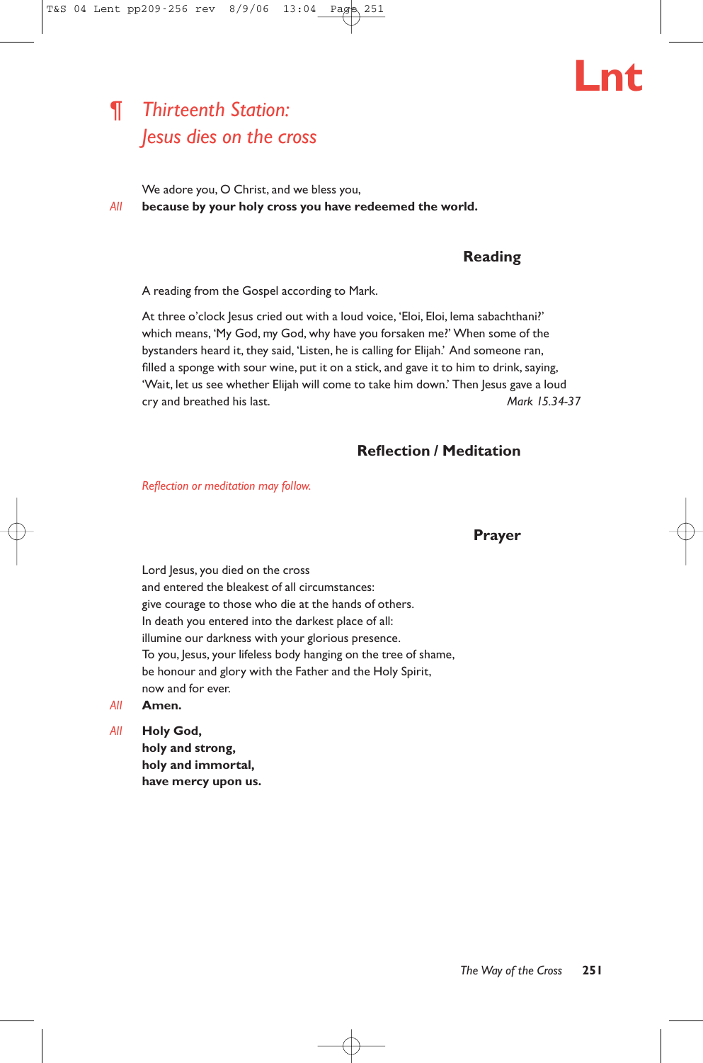## ¶ *Thirteenth Station: Jesus dies on the cross*

We adore you, O Christ, and we bless you,

*All* **because by your holy cross you have redeemed the world.**

### Reading

A reading from the Gospel according to Mark.

At three o'clock Jesus cried out with a loud voice, 'Eloi, Eloi, lema sabachthani?' which means, 'My God, my God, why have you forsaken me?' When some of the bystanders heard it, they said, 'Listen, he is calling for Elijah.' And someone ran, filled a sponge with sour wine, put it on a stick, and gave it to him to drink, saying, 'Wait, let us see whether Elijah will come to take him down.' Then Jesus gave a loud cry and breathed his last. *Mark 15.34-37*

### Reflection / Meditation

*Reflection or meditation may follow.*

### Prayer

Lord Jesus, you died on the cross
and entered the bleakest of all circumstances:
give courage to those who die at the hands of others.
In death you entered into the darkest place of all:
illumine our darkness with your glorious presence.
To you, Jesus, your lifeless body hanging on the tree of shame,
be honour and glory with the Father and the Holy Spirit,
now and for ever.

*All* **Amen.**

*All* **Holy God,
holy and strong,
holy and immortal,
have mercy upon us.**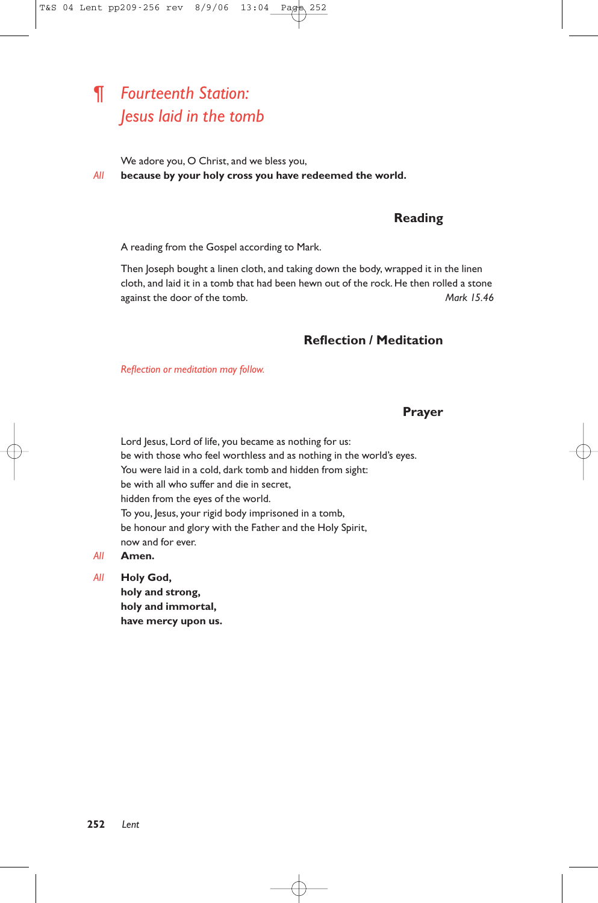## ¶ *Fourteenth Station: Jesus laid in the tomb*

We adore you, O Christ, and we bless you,

*All* **because by your holy cross you have redeemed the world.**

### Reading

A reading from the Gospel according to Mark.

Then Joseph bought a linen cloth, and taking down the body, wrapped it in the linen cloth, and laid it in a tomb that had been hewn out of the rock. He then rolled a stone against the door of the tomb. *Mark 15.46*

### Reflection / Meditation

*Reflection or meditation may follow.*

### Prayer

Lord Jesus, Lord of life, you became as nothing for us:
be with those who feel worthless and as nothing in the world's eyes.
You were laid in a cold, dark tomb and hidden from sight:
be with all who suffer and die in secret,
hidden from the eyes of the world.
To you, Jesus, your rigid body imprisoned in a tomb,
be honour and glory with the Father and the Holy Spirit,
now and for ever.

*All* **Amen.**

*All* **Holy God,**
**holy and strong,**
**holy and immortal,**
**have mercy upon us.**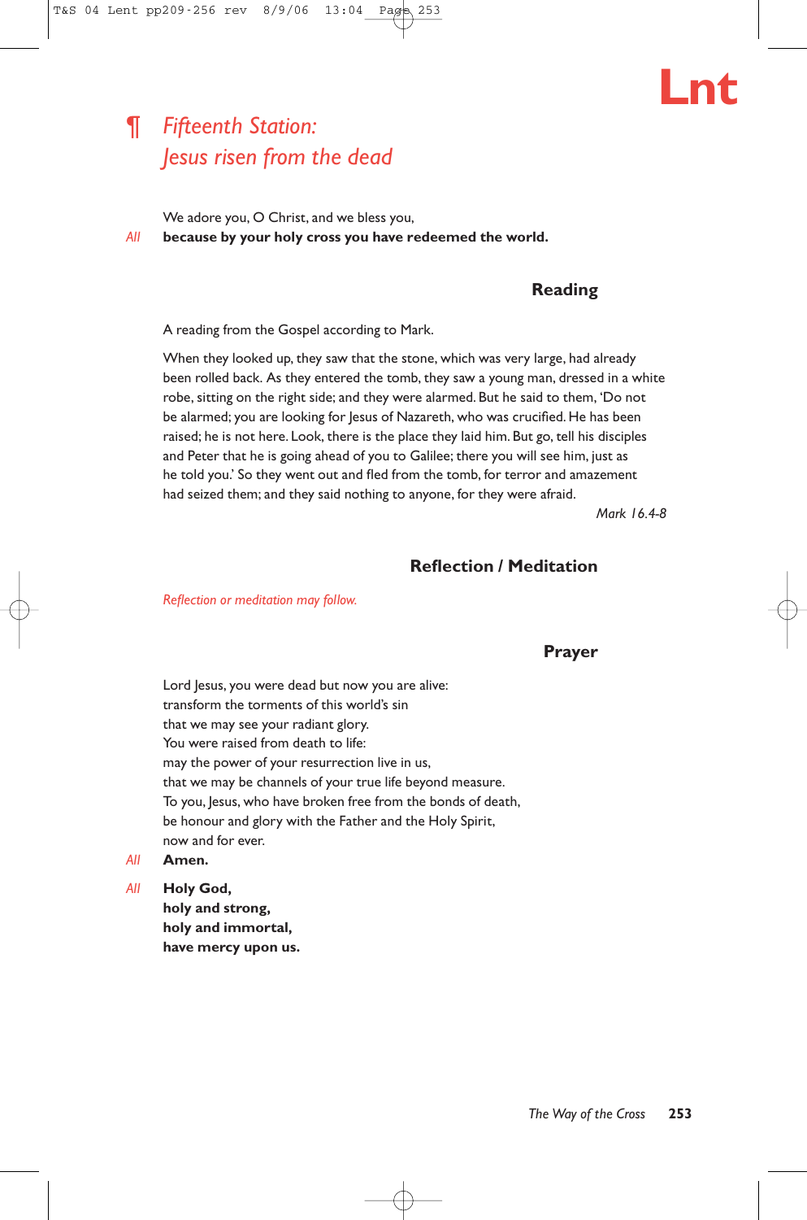## ¶ *Fifteenth Station: Jesus risen from the dead*

We adore you, O Christ, and we bless you,

*All* **because by your holy cross you have redeemed the world.**

### Reading

A reading from the Gospel according to Mark.

When they looked up, they saw that the stone, which was very large, had already been rolled back. As they entered the tomb, they saw a young man, dressed in a white robe, sitting on the right side; and they were alarmed. But he said to them, 'Do not be alarmed; you are looking for Jesus of Nazareth, who was crucified. He has been raised; he is not here. Look, there is the place they laid him. But go, tell his disciples and Peter that he is going ahead of you to Galilee; there you will see him, just as he told you.' So they went out and fled from the tomb, for terror and amazement had seized them; and they said nothing to anyone, for they were afraid.

*Mark 16.4-8*

### Reflection / Meditation

*Reflection or meditation may follow.*

### Prayer

Lord Jesus, you were dead but now you are alive:
transform the torments of this world's sin
that we may see your radiant glory.
You were raised from death to life:
may the power of your resurrection live in us,
that we may be channels of your true life beyond measure.
To you, Jesus, who have broken free from the bonds of death,
be honour and glory with the Father and the Holy Spirit,
now and for ever.

*All* **Amen.**

*All* **Holy God,**
**holy and strong,**
**holy and immortal,**
**have mercy upon us.**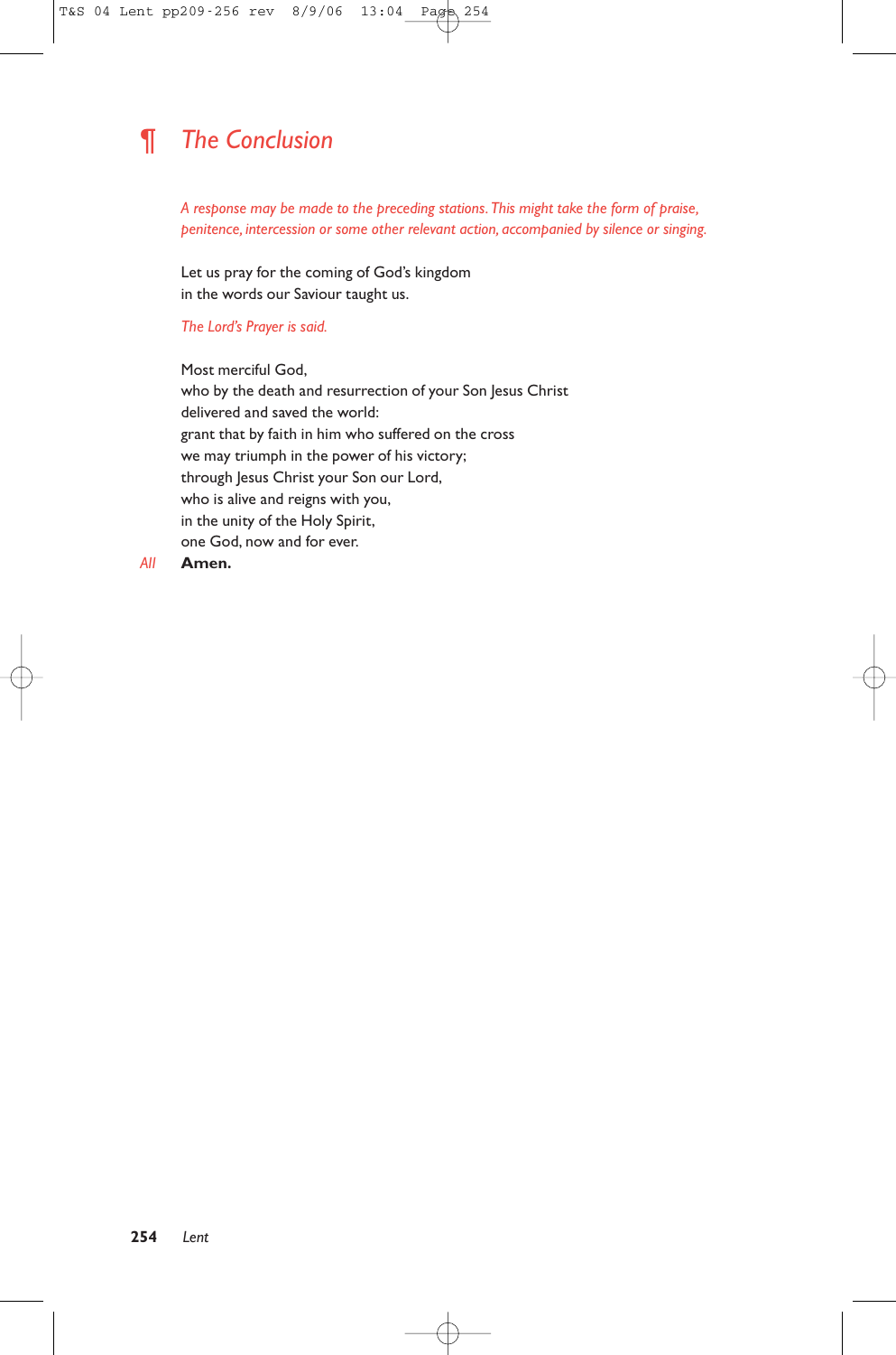## ¶ *The Conclusion*

*A response may be made to the preceding stations. This might take the form of praise, penitence, intercession or some other relevant action, accompanied by silence or singing.*

Let us pray for the coming of God's kingdom
in the words our Saviour taught us.

*The Lord's Prayer is said.*

Most merciful God,
who by the death and resurrection of your Son Jesus Christ
delivered and saved the world:
grant that by faith in him who suffered on the cross
we may triumph in the power of his victory;
through Jesus Christ your Son our Lord,
who is alive and reigns with you,
in the unity of the Holy Spirit,
one God, now and for ever.

*All* **Amen.**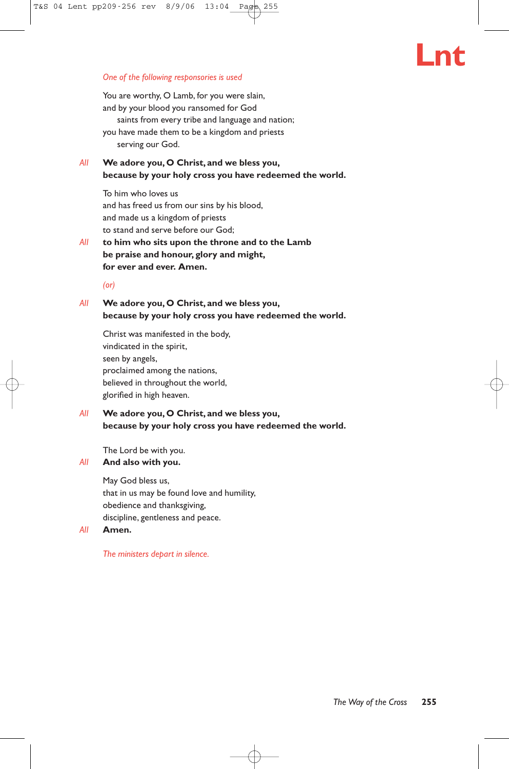*One of the following responsories is used*

You are worthy, O Lamb, for you were slain,
and by your blood you ransomed for God
  saints from every tribe and language and nation;
you have made them to be a kingdom and priests
  serving our God.

*All* **We adore you, O Christ, and we bless you,**
**because by your holy cross you have redeemed the world.**

To him who loves us
and has freed us from our sins by his blood,
and made us a kingdom of priests
to stand and serve before our God;

*All* **to him who sits upon the throne and to the Lamb**
**be praise and honour, glory and might,**
**for ever and ever. Amen.**

*(or)*

*All* **We adore you, O Christ, and we bless you,**
**because by your holy cross you have redeemed the world.**

Christ was manifested in the body,
vindicated in the spirit,
seen by angels,
proclaimed among the nations,
believed in throughout the world,
glorified in high heaven.

*All* **We adore you, O Christ, and we bless you,**
**because by your holy cross you have redeemed the world.**

The Lord be with you.

*All* **And also with you.**

May God bless us,
that in us may be found love and humility,
obedience and thanksgiving,
discipline, gentleness and peace.

*All* **Amen.**

*The ministers depart in silence.*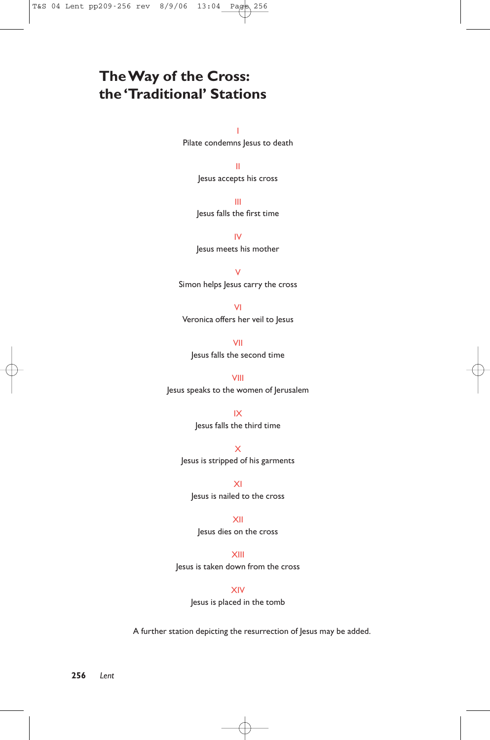# The Way of the Cross: the 'Traditional' Stations

I

Pilate condemns Jesus to death

II

Jesus accepts his cross

III

Jesus falls the first time

IV

Jesus meets his mother

V

Simon helps Jesus carry the cross

VI

Veronica offers her veil to Jesus

VII

Jesus falls the second time

VIII

Jesus speaks to the women of Jerusalem

IX

Jesus falls the third time

X

Jesus is stripped of his garments

XI

Jesus is nailed to the cross

XII

Jesus dies on the cross

XIII

Jesus is taken down from the cross

XIV

Jesus is placed in the tomb

A further station depicting the resurrection of Jesus may be added.